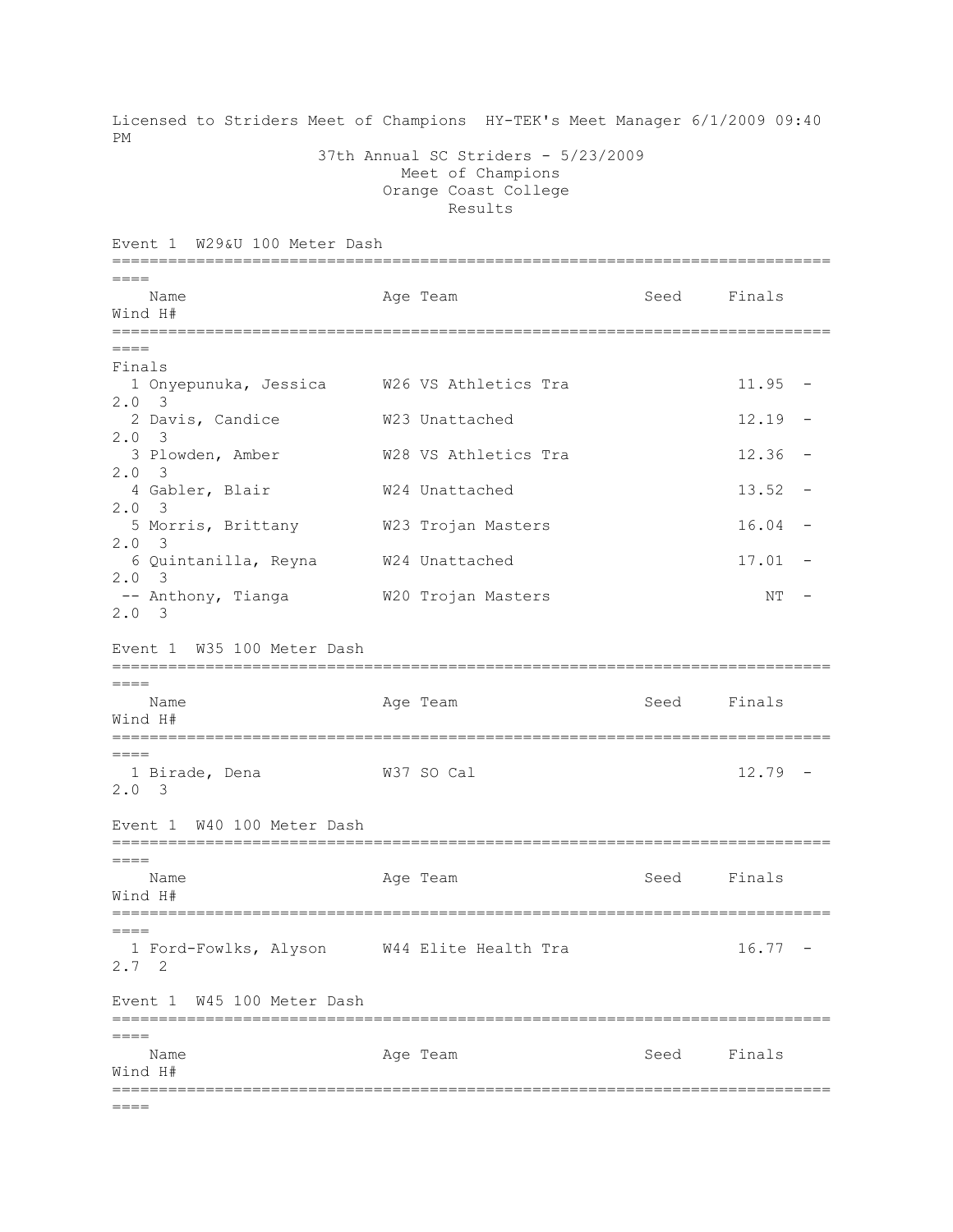Licensed to Striders Meet of Champions HY-TEK's Meet Manager 6/1/2009 09:40 PM

37th Annual SC Striders - 5/23/2009
Meet of Champions
Orange Coast College
Results

## Event 1 W29&U 100 Meter Dash

Finals

| | Name | Age | Team | Seed | Finals | Wind | H# |
|---|---|---|---|---|---|---|---|
| 1 | Onyepunuka, Jessica | W26 | VS Athletics Tra | | 11.95 | -2.0 | 3 |
| 2 | Davis, Candice | W23 | Unattached | | 12.19 | -2.0 | 3 |
| 3 | Plowden, Amber | W28 | VS Athletics Tra | | 12.36 | -2.0 | 3 |
| 4 | Gabler, Blair | W24 | Unattached | | 13.52 | -2.0 | 3 |
| 5 | Morris, Brittany | W23 | Trojan Masters | | 16.04 | -2.0 | 3 |
| 6 | Quintanilla, Reyna | W24 | Unattached | | 17.01 | -2.0 | 3 |
| -- | Anthony, Tianga | W20 | Trojan Masters | | NT | -2.0 | 3 |

## Event 1 W35 100 Meter Dash

| | Name | Age | Team | Seed | Finals | Wind | H# |
|---|---|---|---|---|---|---|---|
| 1 | Birade, Dena | W37 | SO Cal | | 12.79 | -2.0 | 3 |

## Event 1 W40 100 Meter Dash

| | Name | Age | Team | Seed | Finals | Wind | H# |
|---|---|---|---|---|---|---|---|
| 1 | Ford-Fowlks, Alyson | W44 | Elite Health Tra | | 16.77 | -2.7 | 2 |

## Event 1 W45 100 Meter Dash

| | Name | Age | Team | Seed | Finals | Wind | H# |
|---|---|---|---|---|---|---|---|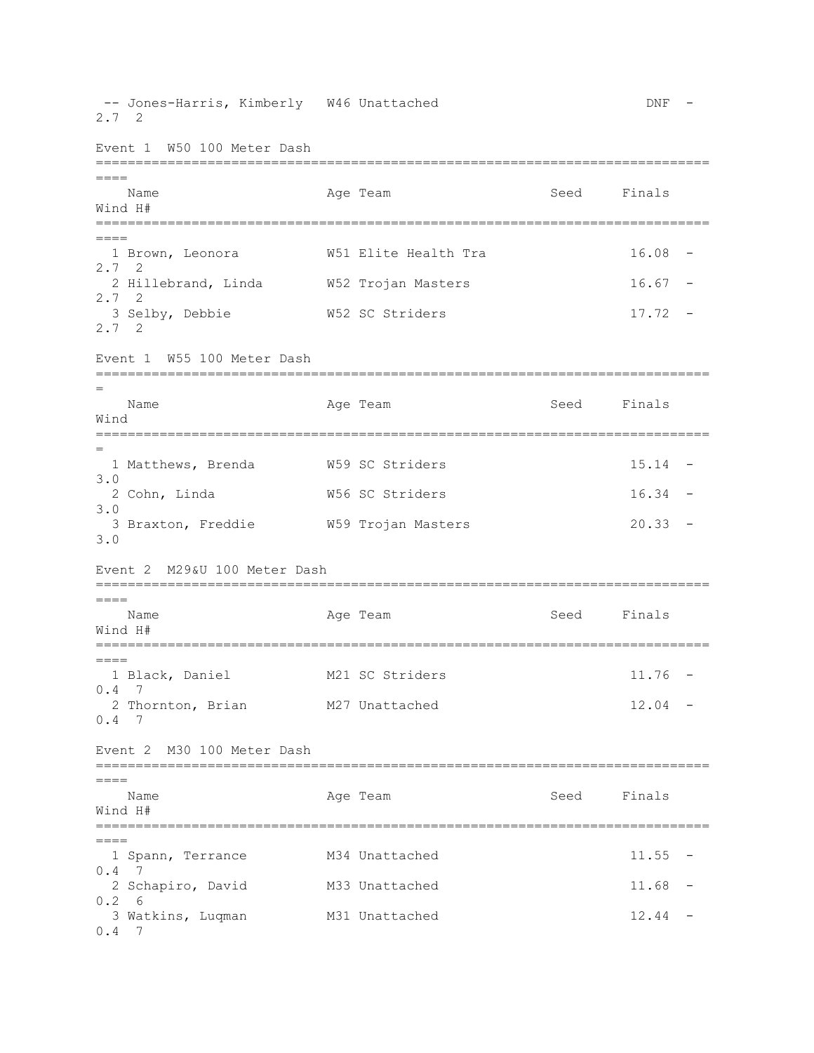| | Name | Age | Team | Seed | Finals | Wind | H# |
|---|---|---|---|---|---|---|---|
| -- | Jones-Harris, Kimberly | W46 | Unattached | | DNF | -2.7 | 2 |

## Event 1 W50 100 Meter Dash

| | Name | Age | Team | Seed | Finals | Wind | H# |
|---|---|---|---|---|---|---|---|
| 1 | Brown, Leonora | W51 | Elite Health Tra | | 16.08 | -2.7 | 2 |
| 2 | Hillebrand, Linda | W52 | Trojan Masters | | 16.67 | -2.7 | 2 |
| 3 | Selby, Debbie | W52 | SC Striders | | 17.72 | -2.7 | 2 |

## Event 1 W55 100 Meter Dash

| | Name | Age | Team | Seed | Finals | Wind |
|---|---|---|---|---|---|---|
| 1 | Matthews, Brenda | W59 | SC Striders | | 15.14 | -3.0 |
| 2 | Cohn, Linda | W56 | SC Striders | | 16.34 | -3.0 |
| 3 | Braxton, Freddie | W59 | Trojan Masters | | 20.33 | -3.0 |

## Event 2 M29&U 100 Meter Dash

| | Name | Age | Team | Seed | Finals | Wind | H# |
|---|---|---|---|---|---|---|---|
| 1 | Black, Daniel | M21 | SC Striders | | 11.76 | -0.4 | 7 |
| 2 | Thornton, Brian | M27 | Unattached | | 12.04 | -0.4 | 7 |

## Event 2 M30 100 Meter Dash

| | Name | Age | Team | Seed | Finals | Wind | H# |
|---|---|---|---|---|---|---|---|
| 1 | Spann, Terrance | M34 | Unattached | | 11.55 | -0.4 | 7 |
| 2 | Schapiro, David | M33 | Unattached | | 11.68 | -0.2 | 6 |
| 3 | Watkins, Luqman | M31 | Unattached | | 12.44 | -0.4 | 7 |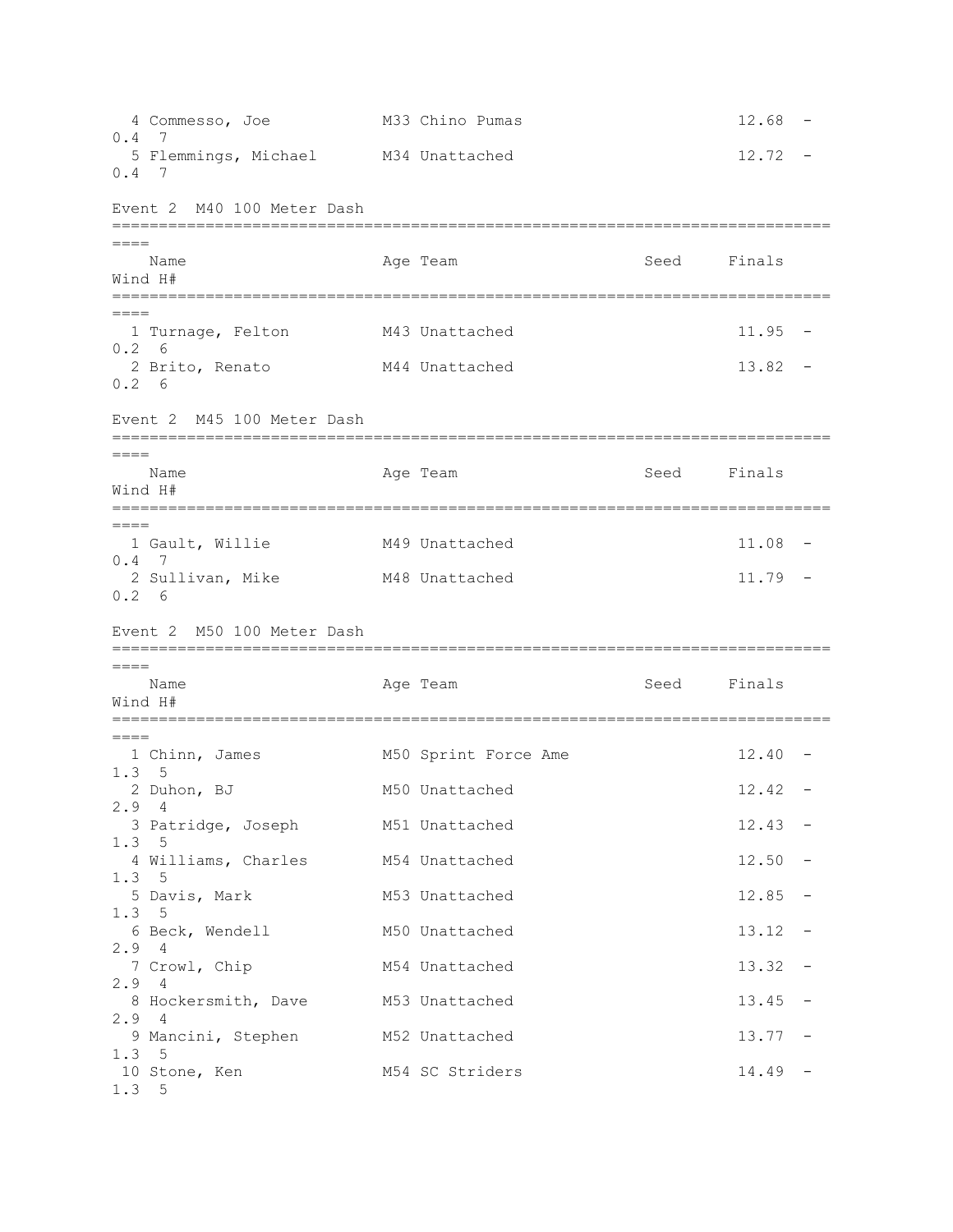| Place | Name | Age | Team | Seed | Finals | Wind | H# |
|---|---|---|---|---|---|---|---|
| 4 | Commesso, Joe | M33 | Chino Pumas | | 12.68 | -0.4 | 7 |
| 5 | Flemmings, Michael | M34 | Unattached | | 12.72 | -0.4 | 7 |

## Event 2 M40 100 Meter Dash

| Place | Name | Age | Team | Seed | Finals | Wind | H# |
|---|---|---|---|---|---|---|---|
| 1 | Turnage, Felton | M43 | Unattached | | 11.95 | -0.2 | 6 |
| 2 | Brito, Renato | M44 | Unattached | | 13.82 | -0.2 | 6 |

## Event 2 M45 100 Meter Dash

| Place | Name | Age | Team | Seed | Finals | Wind | H# |
|---|---|---|---|---|---|---|---|
| 1 | Gault, Willie | M49 | Unattached | | 11.08 | -0.4 | 7 |
| 2 | Sullivan, Mike | M48 | Unattached | | 11.79 | -0.2 | 6 |

## Event 2 M50 100 Meter Dash

| Place | Name | Age | Team | Seed | Finals | Wind | H# |
|---|---|---|---|---|---|---|---|
| 1 | Chinn, James | M50 | Sprint Force Ame | | 12.40 | -1.3 | 5 |
| 2 | Duhon, BJ | M50 | Unattached | | 12.42 | -2.9 | 4 |
| 3 | Patridge, Joseph | M51 | Unattached | | 12.43 | -1.3 | 5 |
| 4 | Williams, Charles | M54 | Unattached | | 12.50 | -1.3 | 5 |
| 5 | Davis, Mark | M53 | Unattached | | 12.85 | -1.3 | 5 |
| 6 | Beck, Wendell | M50 | Unattached | | 13.12 | -2.9 | 4 |
| 7 | Crowl, Chip | M54 | Unattached | | 13.32 | -2.9 | 4 |
| 8 | Hockersmith, Dave | M53 | Unattached | | 13.45 | -2.9 | 4 |
| 9 | Mancini, Stephen | M52 | Unattached | | 13.77 | -1.3 | 5 |
| 10 | Stone, Ken | M54 | SC Striders | | 14.49 | -1.3 | 5 |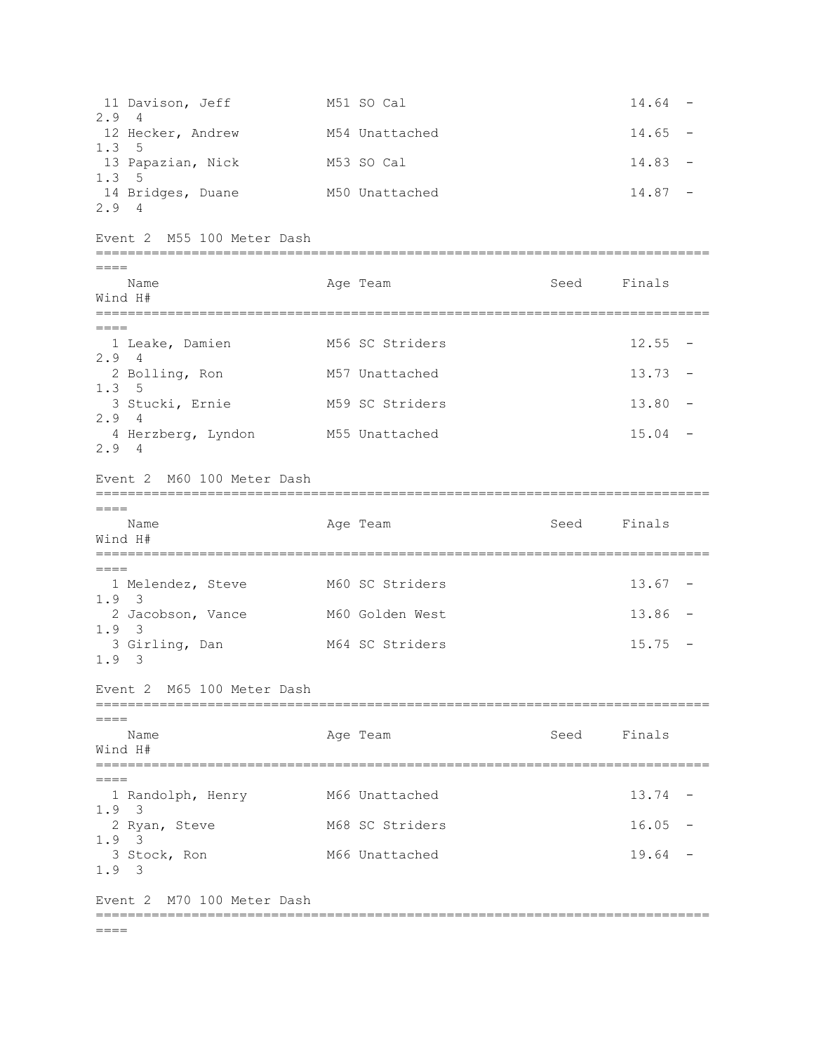| Place | Name | Age | Team | Seed | Finals | Wind | H# |
|---|---|---|---|---|---|---|---|
| 11 | Davison, Jeff | M51 | SO Cal | | 14.64 | -2.9 | 4 |
| 12 | Hecker, Andrew | M54 | Unattached | | 14.65 | -1.3 | 5 |
| 13 | Papazian, Nick | M53 | SO Cal | | 14.83 | -1.3 | 5 |
| 14 | Bridges, Duane | M50 | Unattached | | 14.87 | -2.9 | 4 |

## Event 2 M55 100 Meter Dash

| Place | Name | Age | Team | Seed | Finals | Wind | H# |
|---|---|---|---|---|---|---|---|
| 1 | Leake, Damien | M56 | SC Striders | | 12.55 | -2.9 | 4 |
| 2 | Bolling, Ron | M57 | Unattached | | 13.73 | -1.3 | 5 |
| 3 | Stucki, Ernie | M59 | SC Striders | | 13.80 | -2.9 | 4 |
| 4 | Herzberg, Lyndon | M55 | Unattached | | 15.04 | -2.9 | 4 |

## Event 2 M60 100 Meter Dash

| Place | Name | Age | Team | Seed | Finals | Wind | H# |
|---|---|---|---|---|---|---|---|
| 1 | Melendez, Steve | M60 | SC Striders | | 13.67 | -1.9 | 3 |
| 2 | Jacobson, Vance | M60 | Golden West | | 13.86 | -1.9 | 3 |
| 3 | Girling, Dan | M64 | SC Striders | | 15.75 | -1.9 | 3 |

## Event 2 M65 100 Meter Dash

| Place | Name | Age | Team | Seed | Finals | Wind | H# |
|---|---|---|---|---|---|---|---|
| 1 | Randolph, Henry | M66 | Unattached | | 13.74 | -1.9 | 3 |
| 2 | Ryan, Steve | M68 | SC Striders | | 16.05 | -1.9 | 3 |
| 3 | Stock, Ron | M66 | Unattached | | 19.64 | -1.9 | 3 |

## Event 2 M70 100 Meter Dash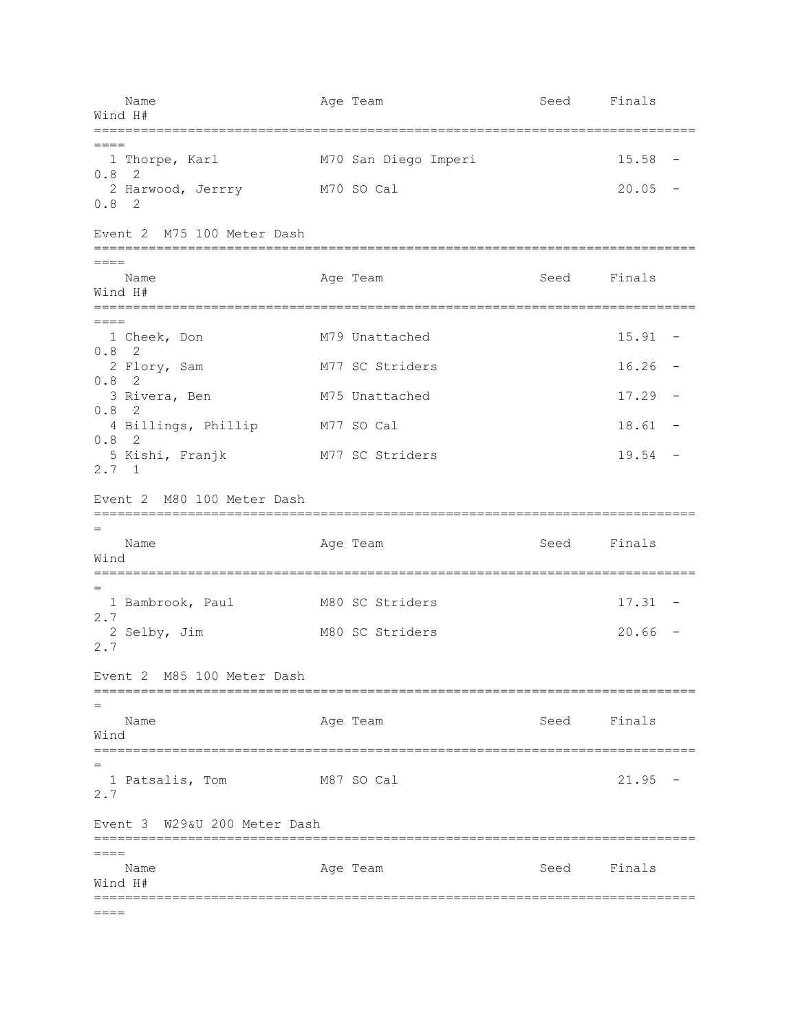| | Name | Age | Team | Seed | Finals | Wind | H# |
|---|---|---|---|---|---|---|---|
| 1 | Thorpe, Karl | M70 | San Diego Imperi | | 15.58 | -0.8 | 2 |
| 2 | Harwood, Jerrry | M70 | SO Cal | | 20.05 | -0.8 | 2 |

## Event 2 M75 100 Meter Dash

| | Name | Age | Team | Seed | Finals | Wind | H# |
|---|---|---|---|---|---|---|---|
| 1 | Cheek, Don | M79 | Unattached | | 15.91 | -0.8 | 2 |
| 2 | Flory, Sam | M77 | SC Striders | | 16.26 | -0.8 | 2 |
| 3 | Rivera, Ben | M75 | Unattached | | 17.29 | -0.8 | 2 |
| 4 | Billings, Phillip | M77 | SO Cal | | 18.61 | -0.8 | 2 |
| 5 | Kishi, Franjk | M77 | SC Striders | | 19.54 | -2.7 | 1 |

## Event 2 M80 100 Meter Dash

| | Name | Age | Team | Seed | Finals | Wind |
|---|---|---|---|---|---|---|
| 1 | Bambrook, Paul | M80 | SC Striders | | 17.31 | -2.7 |
| 2 | Selby, Jim | M80 | SC Striders | | 20.66 | -2.7 |

## Event 2 M85 100 Meter Dash

| | Name | Age | Team | Seed | Finals | Wind |
|---|---|---|---|---|---|---|
| 1 | Patsalis, Tom | M87 | SO Cal | | 21.95 | -2.7 |

## Event 3 W29&U 200 Meter Dash

| | Name | Age | Team | Seed | Finals | Wind | H# |
|---|---|---|---|---|---|---|---|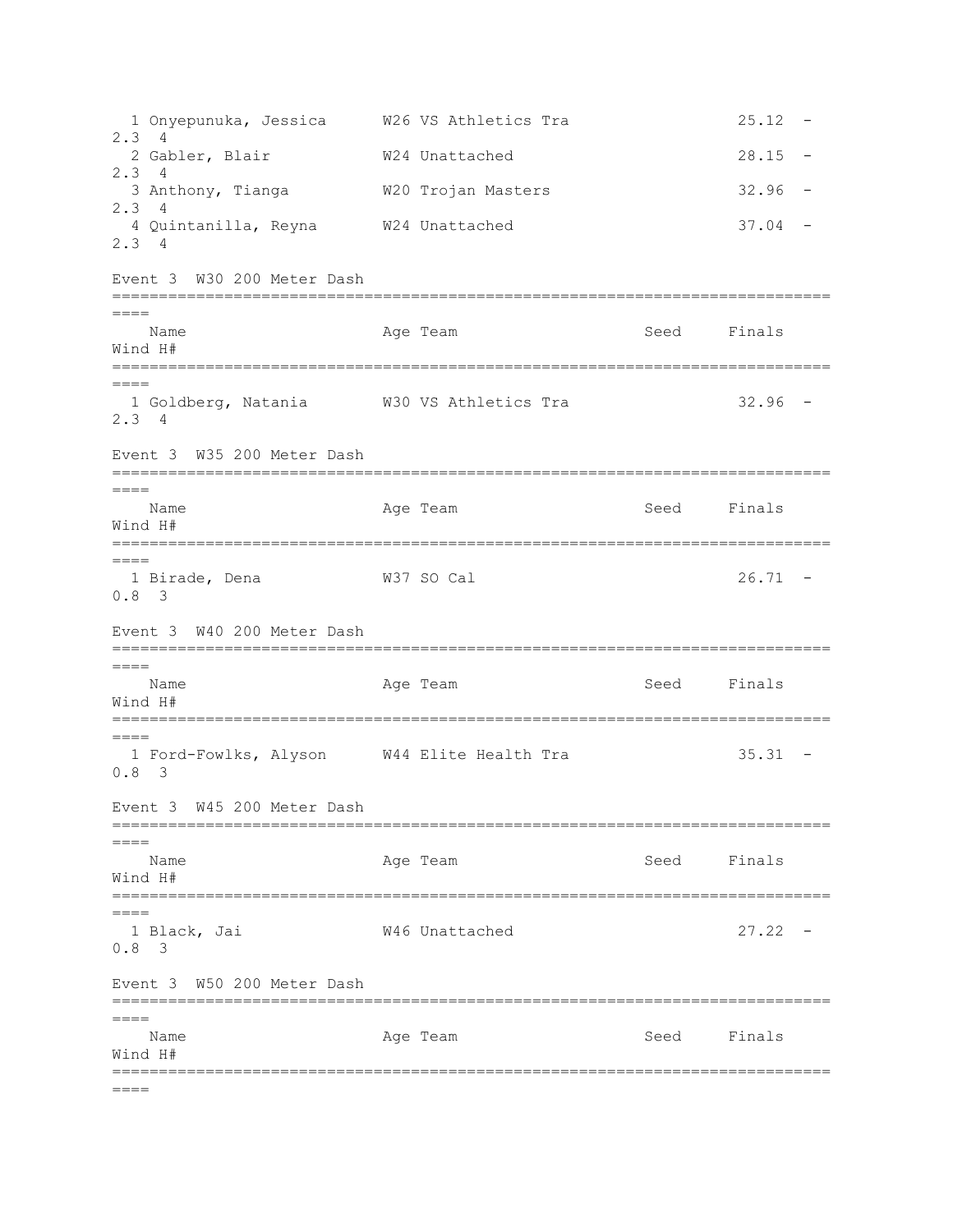| | Name | Age | Team | Seed | Finals | Wind | H# |
|---|---|---|---|---|---|---|---|
| 1 | Onyepunuka, Jessica | W26 | VS Athletics Tra | | 25.12 | -2.3 | 4 |
| 2 | Gabler, Blair | W24 | Unattached | | 28.15 | -2.3 | 4 |
| 3 | Anthony, Tianga | W20 | Trojan Masters | | 32.96 | -2.3 | 4 |
| 4 | Quintanilla, Reyna | W24 | Unattached | | 37.04 | -2.3 | 4 |

## Event 3 W30 200 Meter Dash

| | Name | Age | Team | Seed | Finals | Wind | H# |
|---|---|---|---|---|---|---|---|
| 1 | Goldberg, Natania | W30 | VS Athletics Tra | | 32.96 | -2.3 | 4 |

## Event 3 W35 200 Meter Dash

| | Name | Age | Team | Seed | Finals | Wind | H# |
|---|---|---|---|---|---|---|---|
| 1 | Birade, Dena | W37 | SO Cal | | 26.71 | -0.8 | 3 |

## Event 3 W40 200 Meter Dash

| | Name | Age | Team | Seed | Finals | Wind | H# |
|---|---|---|---|---|---|---|---|
| 1 | Ford-Fowlks, Alyson | W44 | Elite Health Tra | | 35.31 | -0.8 | 3 |

## Event 3 W45 200 Meter Dash

| | Name | Age | Team | Seed | Finals | Wind | H# |
|---|---|---|---|---|---|---|---|
| 1 | Black, Jai | W46 | Unattached | | 27.22 | -0.8 | 3 |

## Event 3 W50 200 Meter Dash

| | Name | Age | Team | Seed | Finals | Wind | H# |
|---|---|---|---|---|---|---|---|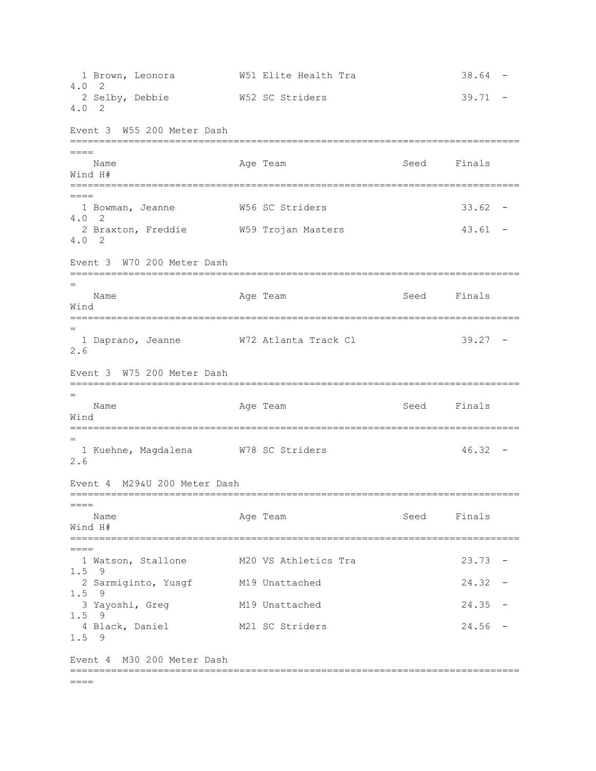| | Name | Age | Team | Seed | Finals | Wind | H# |
|---|---|---|---|---|---|---|---|
| 1 | Brown, Leonora | W51 | Elite Health Tra | | 38.64 | -4.0 | 2 |
| 2 | Selby, Debbie | W52 | SC Striders | | 39.71 | -4.0 | 2 |

Event 3  W55 200 Meter Dash

| | Name | Age | Team | Seed | Finals | Wind | H# |
|---|---|---|---|---|---|---|---|
| 1 | Bowman, Jeanne | W56 | SC Striders | | 33.62 | -4.0 | 2 |
| 2 | Braxton, Freddie | W59 | Trojan Masters | | 43.61 | -4.0 | 2 |

Event 3  W70 200 Meter Dash

| | Name | Age | Team | Seed | Finals | Wind |
|---|---|---|---|---|---|---|
| 1 | Daprano, Jeanne | W72 | Atlanta Track Cl | | 39.27 | -2.6 |

Event 3  W75 200 Meter Dash

| | Name | Age | Team | Seed | Finals | Wind |
|---|---|---|---|---|---|---|
| 1 | Kuehne, Magdalena | W78 | SC Striders | | 46.32 | -2.6 |

Event 4  M29&U 200 Meter Dash

| | Name | Age | Team | Seed | Finals | Wind | H# |
|---|---|---|---|---|---|---|---|
| 1 | Watson, Stallone | M20 | VS Athletics Tra | | 23.73 | -1.5 | 9 |
| 2 | Sarmiginto, Yusgf | M19 | Unattached | | 24.32 | -1.5 | 9 |
| 3 | Yayoshi, Greg | M19 | Unattached | | 24.35 | -1.5 | 9 |
| 4 | Black, Daniel | M21 | SC Striders | | 24.56 | -1.5 | 9 |

Event 4  M30 200 Meter Dash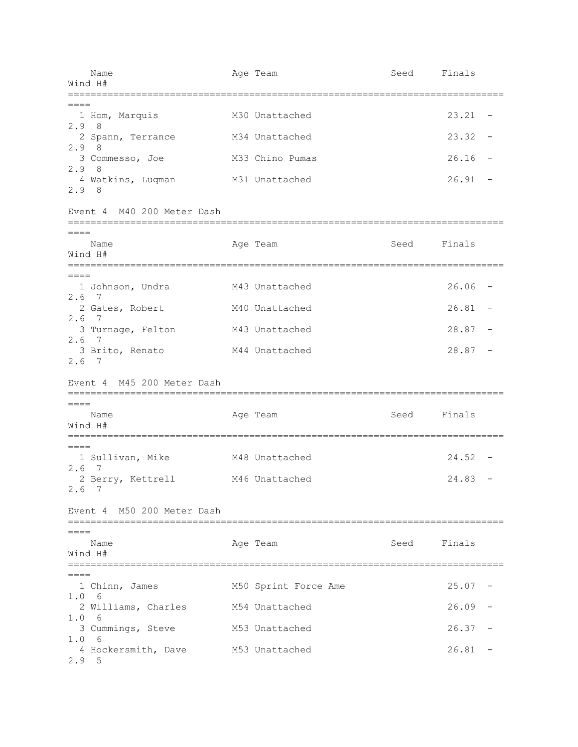| Place | Name | Age | Team | Seed | Finals | Wind | H# |
|---|---|---|---|---|---|---|---|
| 1 | Hom, Marquis | M30 | Unattached | | 23.21 | -2.9 | 8 |
| 2 | Spann, Terrance | M34 | Unattached | | 23.32 | -2.9 | 8 |
| 3 | Commesso, Joe | M33 | Chino Pumas | | 26.16 | -2.9 | 8 |
| 4 | Watkins, Luqman | M31 | Unattached | | 26.91 | -2.9 | 8 |

## Event 4 M40 200 Meter Dash

| Place | Name | Age | Team | Seed | Finals | Wind | H# |
|---|---|---|---|---|---|---|---|
| 1 | Johnson, Undra | M43 | Unattached | | 26.06 | -2.6 | 7 |
| 2 | Gates, Robert | M40 | Unattached | | 26.81 | -2.6 | 7 |
| 3 | Turnage, Felton | M43 | Unattached | | 28.87 | -2.6 | 7 |
| 3 | Brito, Renato | M44 | Unattached | | 28.87 | -2.6 | 7 |

## Event 4 M45 200 Meter Dash

| Place | Name | Age | Team | Seed | Finals | Wind | H# |
|---|---|---|---|---|---|---|---|
| 1 | Sullivan, Mike | M48 | Unattached | | 24.52 | -2.6 | 7 |
| 2 | Berry, Kettrell | M46 | Unattached | | 24.83 | -2.6 | 7 |

## Event 4 M50 200 Meter Dash

| Place | Name | Age | Team | Seed | Finals | Wind | H# |
|---|---|---|---|---|---|---|---|
| 1 | Chinn, James | M50 | Sprint Force Ame | | 25.07 | -1.0 | 6 |
| 2 | Williams, Charles | M54 | Unattached | | 26.09 | -1.0 | 6 |
| 3 | Cummings, Steve | M53 | Unattached | | 26.37 | -1.0 | 6 |
| 4 | Hockersmith, Dave | M53 | Unattached | | 26.81 | -2.9 | 5 |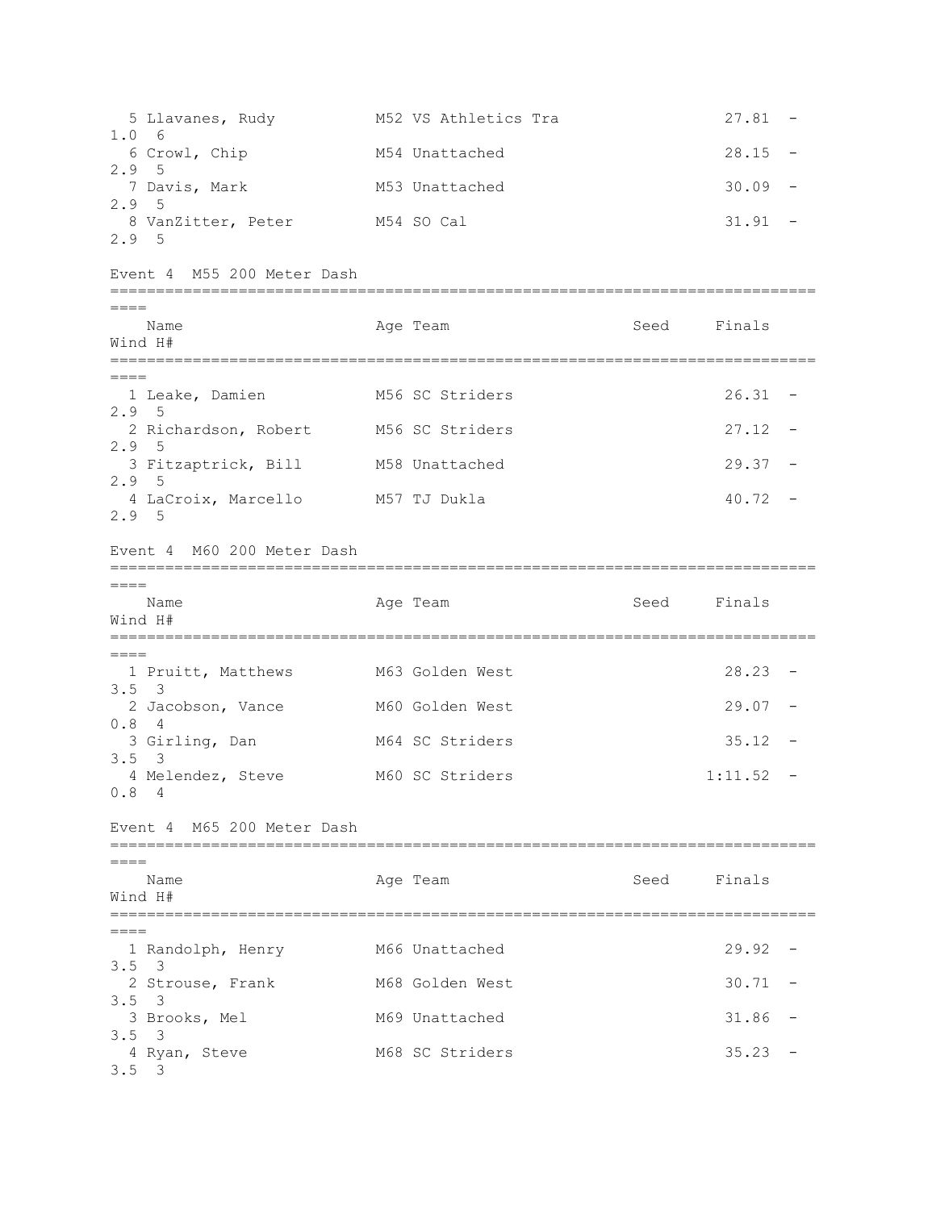| Place | Name | Age | Team | Seed | Finals | Wind | H# |
|---|---|---|---|---|---|---|---|
| 5 | Llavanes, Rudy | M52 | VS Athletics Tra | | 27.81 | -1.0 | 6 |
| 6 | Crowl, Chip | M54 | Unattached | | 28.15 | -2.9 | 5 |
| 7 | Davis, Mark | M53 | Unattached | | 30.09 | -2.9 | 5 |
| 8 | VanZitter, Peter | M54 | SO Cal | | 31.91 | -2.9 | 5 |

## Event 4 M55 200 Meter Dash

| Place | Name | Age | Team | Seed | Finals | Wind | H# |
|---|---|---|---|---|---|---|---|
| 1 | Leake, Damien | M56 | SC Striders | | 26.31 | -2.9 | 5 |
| 2 | Richardson, Robert | M56 | SC Striders | | 27.12 | -2.9 | 5 |
| 3 | Fitzaptrick, Bill | M58 | Unattached | | 29.37 | -2.9 | 5 |
| 4 | LaCroix, Marcello | M57 | TJ Dukla | | 40.72 | -2.9 | 5 |

## Event 4 M60 200 Meter Dash

| Place | Name | Age | Team | Seed | Finals | Wind | H# |
|---|---|---|---|---|---|---|---|
| 1 | Pruitt, Matthews | M63 | Golden West | | 28.23 | -3.5 | 3 |
| 2 | Jacobson, Vance | M60 | Golden West | | 29.07 | -0.8 | 4 |
| 3 | Girling, Dan | M64 | SC Striders | | 35.12 | -3.5 | 3 |
| 4 | Melendez, Steve | M60 | SC Striders | | 1:11.52 | -0.8 | 4 |

## Event 4 M65 200 Meter Dash

| Place | Name | Age | Team | Seed | Finals | Wind | H# |
|---|---|---|---|---|---|---|---|
| 1 | Randolph, Henry | M66 | Unattached | | 29.92 | -3.5 | 3 |
| 2 | Strouse, Frank | M68 | Golden West | | 30.71 | -3.5 | 3 |
| 3 | Brooks, Mel | M69 | Unattached | | 31.86 | -3.5 | 3 |
| 4 | Ryan, Steve | M68 | SC Striders | | 35.23 | -3.5 | 3 |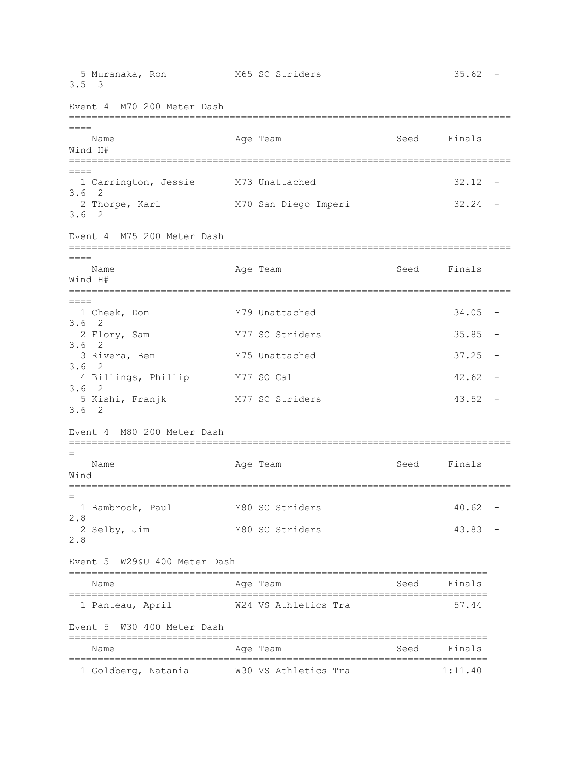| | Name | Age | Team | Seed | Finals | Wind | H# |
|---|---|---|---|---|---|---|---|
| 5 | Muranaka, Ron | M65 | SC Striders | | 35.62 | -3.5 | 3 |

Event 4  M70 200 Meter Dash

| | Name | Age | Team | Seed | Finals | Wind | H# |
|---|---|---|---|---|---|---|---|
| 1 | Carrington, Jessie | M73 | Unattached | | 32.12 | -3.6 | 2 |
| 2 | Thorpe, Karl | M70 | San Diego Imperi | | 32.24 | -3.6 | 2 |

Event 4  M75 200 Meter Dash

| | Name | Age | Team | Seed | Finals | Wind | H# |
|---|---|---|---|---|---|---|---|
| 1 | Cheek, Don | M79 | Unattached | | 34.05 | -3.6 | 2 |
| 2 | Flory, Sam | M77 | SC Striders | | 35.85 | -3.6 | 2 |
| 3 | Rivera, Ben | M75 | Unattached | | 37.25 | -3.6 | 2 |
| 4 | Billings, Phillip | M77 | SO Cal | | 42.62 | -3.6 | 2 |
| 5 | Kishi, Franjk | M77 | SC Striders | | 43.52 | -3.6 | 2 |

Event 4  M80 200 Meter Dash

| | Name | Age | Team | Seed | Finals | Wind |
|---|---|---|---|---|---|---|
| 1 | Bambrook, Paul | M80 | SC Striders | | 40.62 | -2.8 |
| 2 | Selby, Jim | M80 | SC Striders | | 43.83 | -2.8 |

Event 5  W29&U 400 Meter Dash

| | Name | Age | Team | Seed | Finals |
|---|---|---|---|---|---|
| 1 | Panteau, April | W24 | VS Athletics Tra | | 57.44 |

Event 5  W30 400 Meter Dash

| | Name | Age | Team | Seed | Finals |
|---|---|---|---|---|---|
| 1 | Goldberg, Natania | W30 | VS Athletics Tra | | 1:11.40 |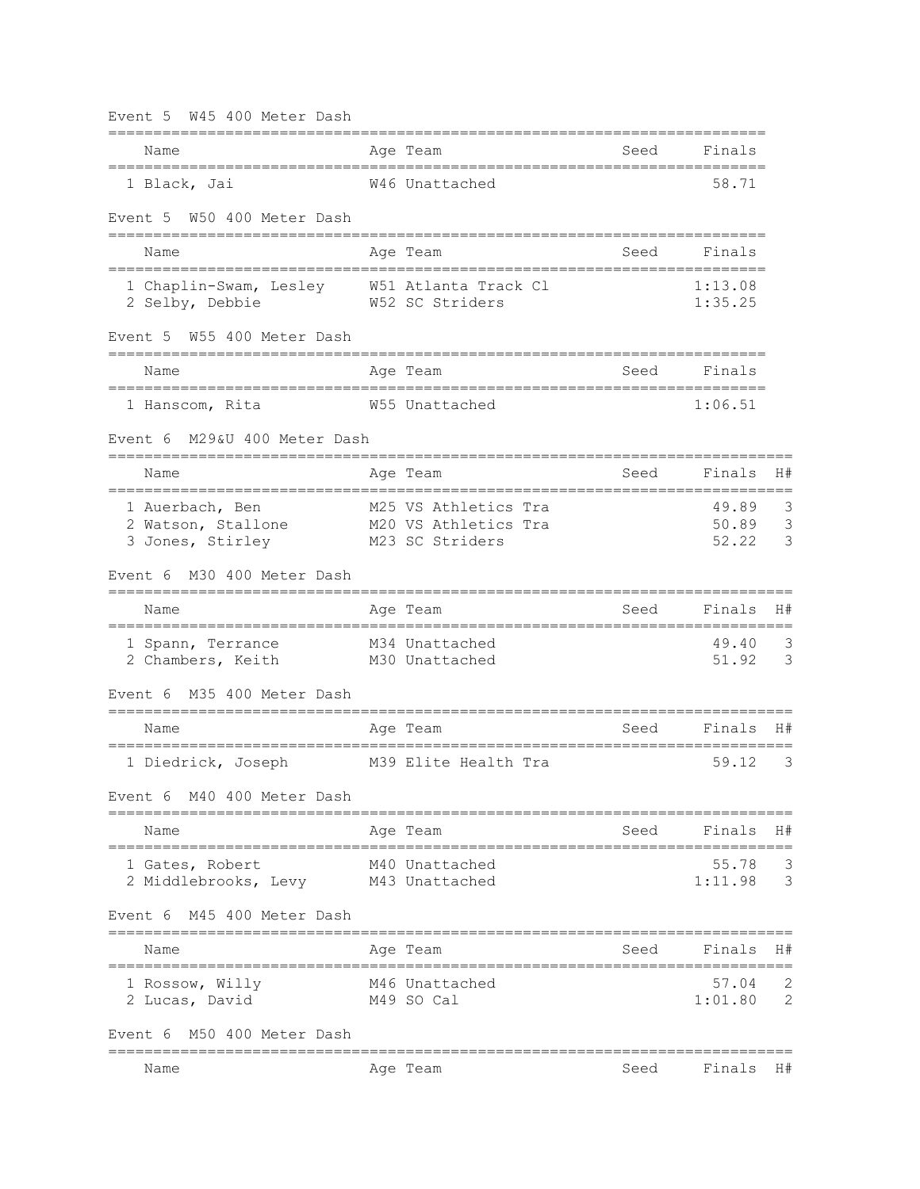Event 5 W45 400 Meter Dash

| | Name | Age | Team | Seed | Finals |
|---|---|---|---|---|---|
| 1 | Black, Jai | W46 | Unattached | | 58.71 |

Event 5 W50 400 Meter Dash

| | Name | Age | Team | Seed | Finals |
|---|---|---|---|---|---|
| 1 | Chaplin-Swam, Lesley | W51 | Atlanta Track Cl | | 1:13.08 |
| 2 | Selby, Debbie | W52 | SC Striders | | 1:35.25 |

Event 5 W55 400 Meter Dash

| | Name | Age | Team | Seed | Finals |
|---|---|---|---|---|---|
| 1 | Hanscom, Rita | W55 | Unattached | | 1:06.51 |

Event 6 M29&U 400 Meter Dash

| | Name | Age | Team | Seed | Finals | H# |
|---|---|---|---|---|---|---|
| 1 | Auerbach, Ben | M25 | VS Athletics Tra | | 49.89 | 3 |
| 2 | Watson, Stallone | M20 | VS Athletics Tra | | 50.89 | 3 |
| 3 | Jones, Stirley | M23 | SC Striders | | 52.22 | 3 |

Event 6 M30 400 Meter Dash

| | Name | Age | Team | Seed | Finals | H# |
|---|---|---|---|---|---|---|
| 1 | Spann, Terrance | M34 | Unattached | | 49.40 | 3 |
| 2 | Chambers, Keith | M30 | Unattached | | 51.92 | 3 |

Event 6 M35 400 Meter Dash

| | Name | Age | Team | Seed | Finals | H# |
|---|---|---|---|---|---|---|
| 1 | Diedrick, Joseph | M39 | Elite Health Tra | | 59.12 | 3 |

Event 6 M40 400 Meter Dash

| | Name | Age | Team | Seed | Finals | H# |
|---|---|---|---|---|---|---|
| 1 | Gates, Robert | M40 | Unattached | | 55.78 | 3 |
| 2 | Middlebrooks, Levy | M43 | Unattached | | 1:11.98 | 3 |

Event 6 M45 400 Meter Dash

| | Name | Age | Team | Seed | Finals | H# |
|---|---|---|---|---|---|---|
| 1 | Rossow, Willy | M46 | Unattached | | 57.04 | 2 |
| 2 | Lucas, David | M49 | SO Cal | | 1:01.80 | 2 |

Event 6 M50 400 Meter Dash

| | Name | Age | Team | Seed | Finals | H# |
|---|---|---|---|---|---|---|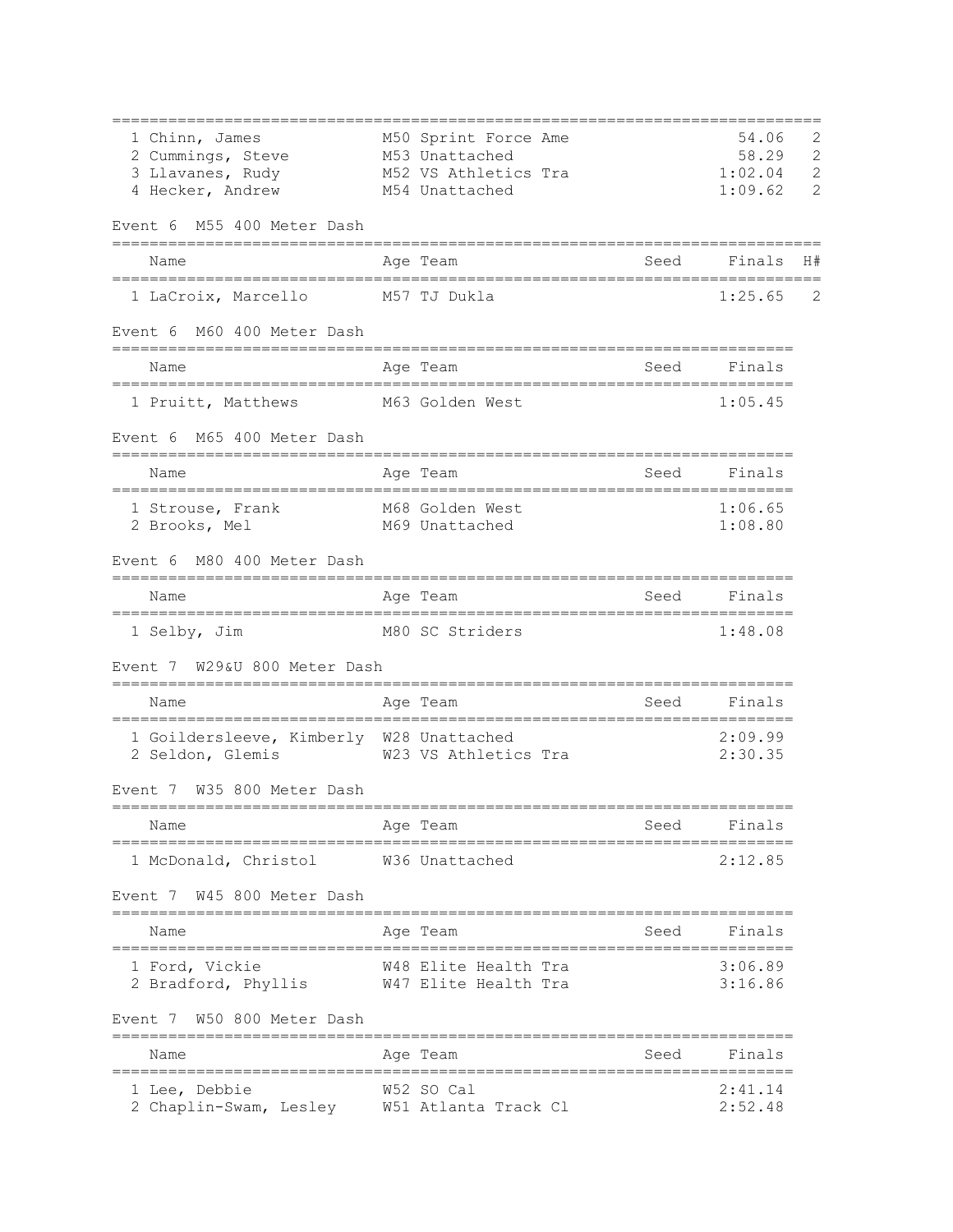| Place | Name | Age | Team | Seed | Finals | H# |
|---|---|---|---|---|---|---|
| 1 | Chinn, James | M50 | Sprint Force Ame | | 54.06 | 2 |
| 2 | Cummings, Steve | M53 | Unattached | | 58.29 | 2 |
| 3 | Llavanes, Rudy | M52 | VS Athletics Tra | | 1:02.04 | 2 |
| 4 | Hecker, Andrew | M54 | Unattached | | 1:09.62 | 2 |

### Event 6 M55 400 Meter Dash

| Place | Name | Age | Team | Seed | Finals | H# |
|---|---|---|---|---|---|---|
| 1 | LaCroix, Marcello | M57 | TJ Dukla | | 1:25.65 | 2 |

### Event 6 M60 400 Meter Dash

| Place | Name | Age | Team | Seed | Finals |
|---|---|---|---|---|---|
| 1 | Pruitt, Matthews | M63 | Golden West | | 1:05.45 |

### Event 6 M65 400 Meter Dash

| Place | Name | Age | Team | Seed | Finals |
|---|---|---|---|---|---|
| 1 | Strouse, Frank | M68 | Golden West | | 1:06.65 |
| 2 | Brooks, Mel | M69 | Unattached | | 1:08.80 |

### Event 6 M80 400 Meter Dash

| Place | Name | Age | Team | Seed | Finals |
|---|---|---|---|---|---|
| 1 | Selby, Jim | M80 | SC Striders | | 1:48.08 |

### Event 7 W29&U 800 Meter Dash

| Place | Name | Age | Team | Seed | Finals |
|---|---|---|---|---|---|
| 1 | Goildersleeve, Kimberly | W28 | Unattached | | 2:09.99 |
| 2 | Seldon, Glemis | W23 | VS Athletics Tra | | 2:30.35 |

### Event 7 W35 800 Meter Dash

| Place | Name | Age | Team | Seed | Finals |
|---|---|---|---|---|---|
| 1 | McDonald, Christol | W36 | Unattached | | 2:12.85 |

### Event 7 W45 800 Meter Dash

| Place | Name | Age | Team | Seed | Finals |
|---|---|---|---|---|---|
| 1 | Ford, Vickie | W48 | Elite Health Tra | | 3:06.89 |
| 2 | Bradford, Phyllis | W47 | Elite Health Tra | | 3:16.86 |

### Event 7 W50 800 Meter Dash

| Place | Name | Age | Team | Seed | Finals |
|---|---|---|---|---|---|
| 1 | Lee, Debbie | W52 | SO Cal | | 2:41.14 |
| 2 | Chaplin-Swam, Lesley | W51 | Atlanta Track Cl | | 2:52.48 |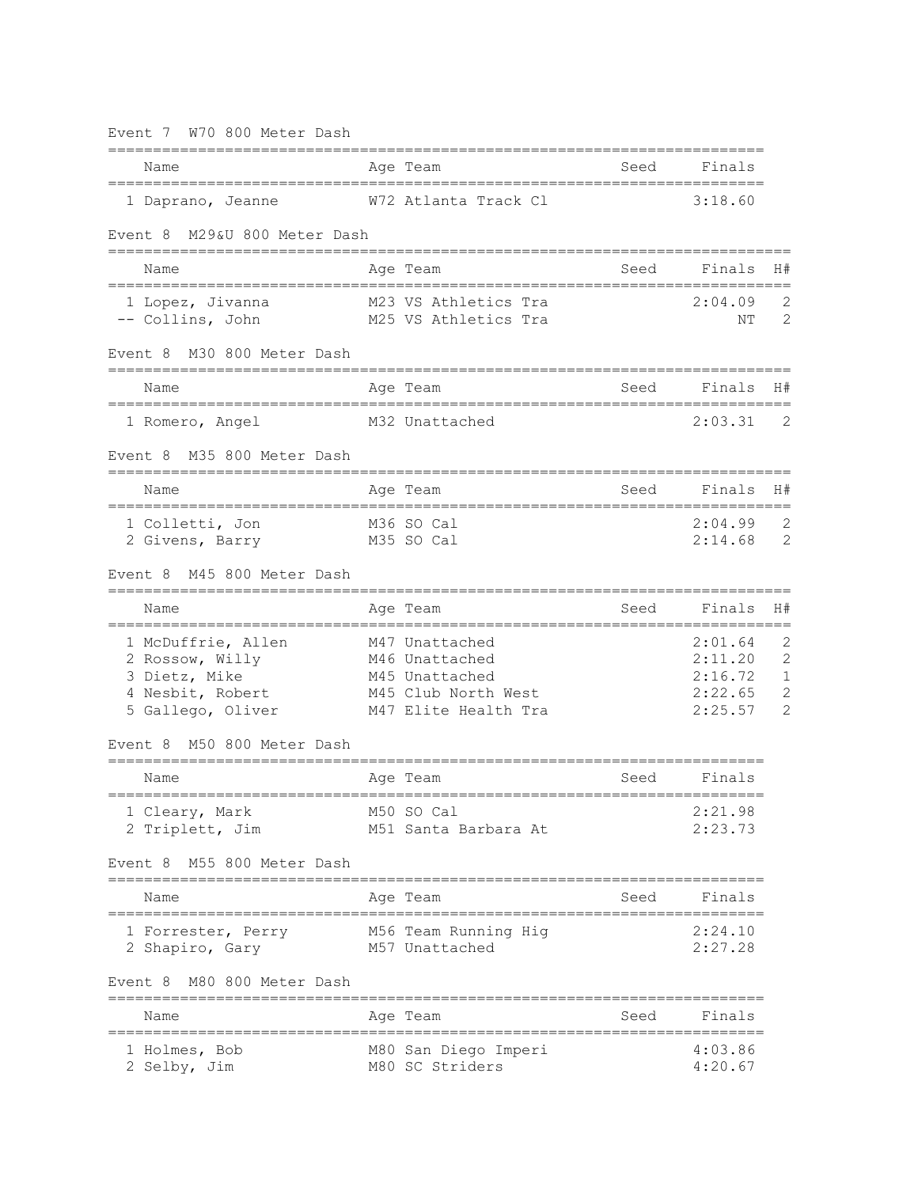Event 7  W70 800 Meter Dash

| | Name | Age | Team | Seed | Finals |
|---|---|---|---|---|---|
| 1 | Daprano, Jeanne | W72 | Atlanta Track Cl | | 3:18.60 |

Event 8  M29&U 800 Meter Dash

| | Name | Age | Team | Seed | Finals | H# |
|---|---|---|---|---|---|---|
| 1 | Lopez, Jivanna | M23 | VS Athletics Tra | | 2:04.09 | 2 |
| -- | Collins, John | M25 | VS Athletics Tra | | NT | 2 |

Event 8  M30 800 Meter Dash

| | Name | Age | Team | Seed | Finals | H# |
|---|---|---|---|---|---|---|
| 1 | Romero, Angel | M32 | Unattached | | 2:03.31 | 2 |

Event 8  M35 800 Meter Dash

| | Name | Age | Team | Seed | Finals | H# |
|---|---|---|---|---|---|---|
| 1 | Colletti, Jon | M36 | SO Cal | | 2:04.99 | 2 |
| 2 | Givens, Barry | M35 | SO Cal | | 2:14.68 | 2 |

Event 8  M45 800 Meter Dash

| | Name | Age | Team | Seed | Finals | H# |
|---|---|---|---|---|---|---|
| 1 | McDuffrie, Allen | M47 | Unattached | | 2:01.64 | 2 |
| 2 | Rossow, Willy | M46 | Unattached | | 2:11.20 | 2 |
| 3 | Dietz, Mike | M45 | Unattached | | 2:16.72 | 1 |
| 4 | Nesbit, Robert | M45 | Club North West | | 2:22.65 | 2 |
| 5 | Gallego, Oliver | M47 | Elite Health Tra | | 2:25.57 | 2 |

Event 8  M50 800 Meter Dash

| | Name | Age | Team | Seed | Finals |
|---|---|---|---|---|---|
| 1 | Cleary, Mark | M50 | SO Cal | | 2:21.98 |
| 2 | Triplett, Jim | M51 | Santa Barbara At | | 2:23.73 |

Event 8  M55 800 Meter Dash

| | Name | Age | Team | Seed | Finals |
|---|---|---|---|---|---|
| 1 | Forrester, Perry | M56 | Team Running Hig | | 2:24.10 |
| 2 | Shapiro, Gary | M57 | Unattached | | 2:27.28 |

Event 8  M80 800 Meter Dash

| | Name | Age | Team | Seed | Finals |
|---|---|---|---|---|---|
| 1 | Holmes, Bob | M80 | San Diego Imperi | | 4:03.86 |
| 2 | Selby, Jim | M80 | SC Striders | | 4:20.67 |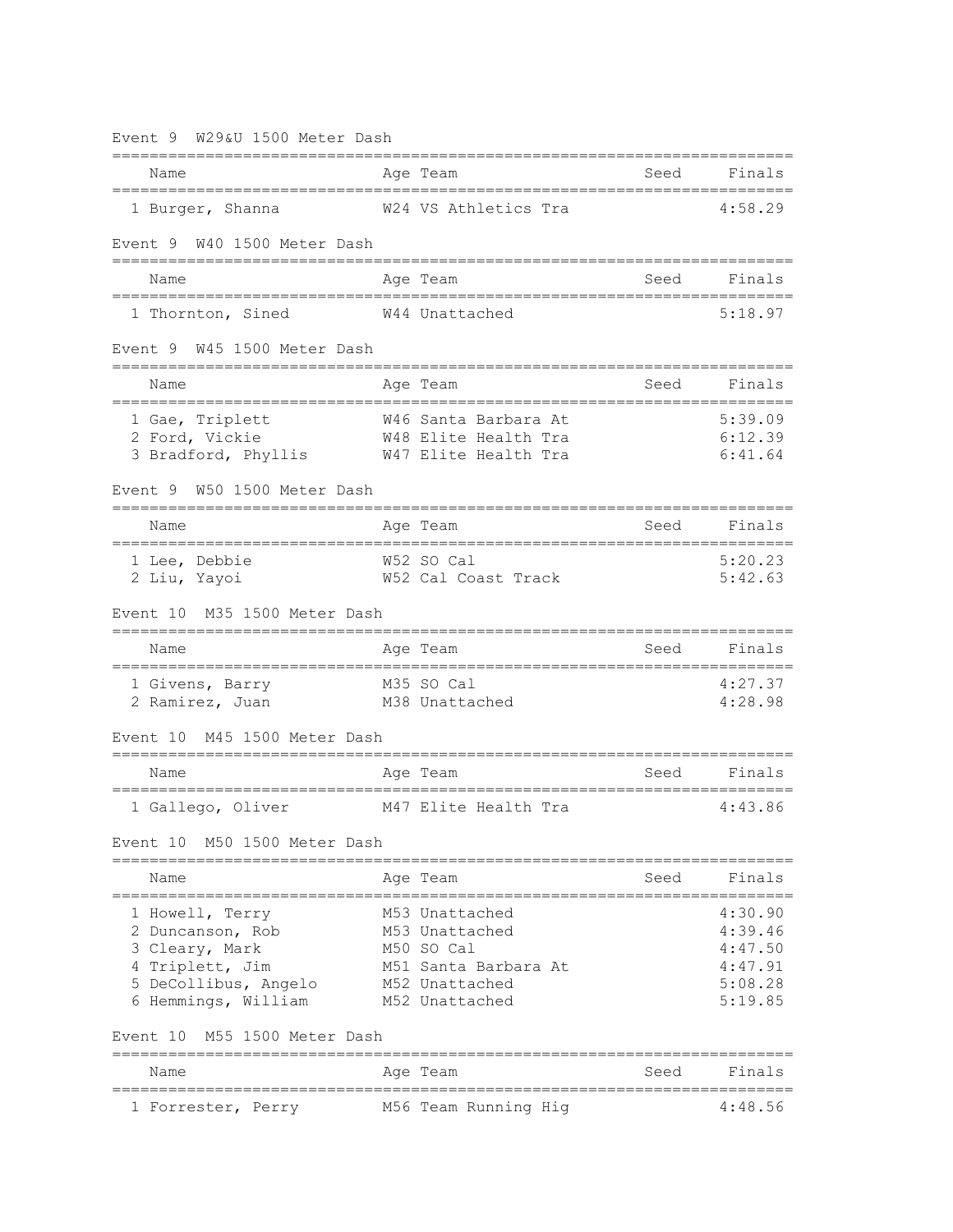### Event 9 W29&U 1500 Meter Dash

| Place | Name | Age | Team | Seed | Finals |
|---|---|---|---|---|---|
| 1 | Burger, Shanna | W24 | VS Athletics Tra | | 4:58.29 |

### Event 9 W40 1500 Meter Dash

| Place | Name | Age | Team | Seed | Finals |
|---|---|---|---|---|---|
| 1 | Thornton, Sined | W44 | Unattached | | 5:18.97 |

### Event 9 W45 1500 Meter Dash

| Place | Name | Age | Team | Seed | Finals |
|---|---|---|---|---|---|
| 1 | Gae, Triplett | W46 | Santa Barbara At | | 5:39.09 |
| 2 | Ford, Vickie | W48 | Elite Health Tra | | 6:12.39 |
| 3 | Bradford, Phyllis | W47 | Elite Health Tra | | 6:41.64 |

### Event 9 W50 1500 Meter Dash

| Place | Name | Age | Team | Seed | Finals |
|---|---|---|---|---|---|
| 1 | Lee, Debbie | W52 | SO Cal | | 5:20.23 |
| 2 | Liu, Yayoi | W52 | Cal Coast Track | | 5:42.63 |

### Event 10 M35 1500 Meter Dash

| Place | Name | Age | Team | Seed | Finals |
|---|---|---|---|---|---|
| 1 | Givens, Barry | M35 | SO Cal | | 4:27.37 |
| 2 | Ramirez, Juan | M38 | Unattached | | 4:28.98 |

### Event 10 M45 1500 Meter Dash

| Place | Name | Age | Team | Seed | Finals |
|---|---|---|---|---|---|
| 1 | Gallego, Oliver | M47 | Elite Health Tra | | 4:43.86 |

### Event 10 M50 1500 Meter Dash

| Place | Name | Age | Team | Seed | Finals |
|---|---|---|---|---|---|
| 1 | Howell, Terry | M53 | Unattached | | 4:30.90 |
| 2 | Duncanson, Rob | M53 | Unattached | | 4:39.46 |
| 3 | Cleary, Mark | M50 | SO Cal | | 4:47.50 |
| 4 | Triplett, Jim | M51 | Santa Barbara At | | 4:47.91 |
| 5 | DeCollibus, Angelo | M52 | Unattached | | 5:08.28 |
| 6 | Hemmings, William | M52 | Unattached | | 5:19.85 |

### Event 10 M55 1500 Meter Dash

| Place | Name | Age | Team | Seed | Finals |
|---|---|---|---|---|---|
| 1 | Forrester, Perry | M56 | Team Running Hig | | 4:48.56 |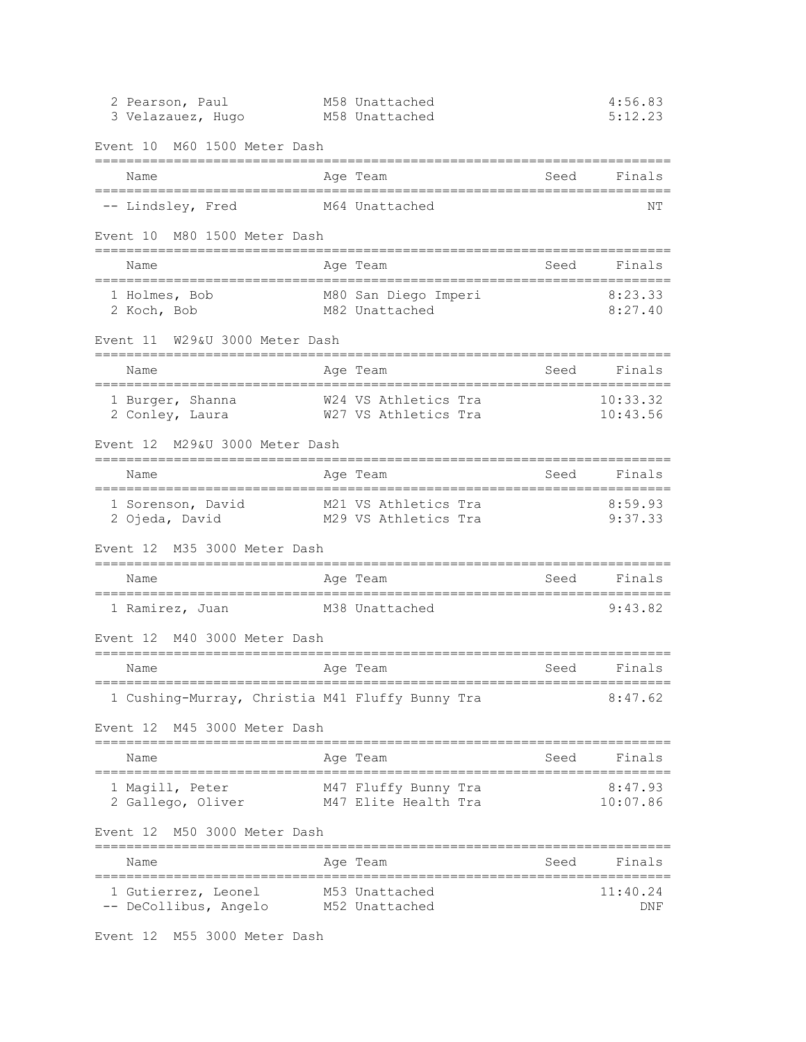| Place | Name | Age | Team | Seed | Finals |
|---|---|---|---|---|---|
| 2 | Pearson, Paul | M58 | Unattached | | 4:56.83 |
| 3 | Velazauez, Hugo | M58 | Unattached | | 5:12.23 |

## Event 10  M60 1500 Meter Dash

| Place | Name | Age | Team | Seed | Finals |
|---|---|---|---|---|---|
| -- | Lindsley, Fred | M64 | Unattached | | NT |

## Event 10  M80 1500 Meter Dash

| Place | Name | Age | Team | Seed | Finals |
|---|---|---|---|---|---|
| 1 | Holmes, Bob | M80 | San Diego Imperi | | 8:23.33 |
| 2 | Koch, Bob | M82 | Unattached | | 8:27.40 |

## Event 11  W29&U 3000 Meter Dash

| Place | Name | Age | Team | Seed | Finals |
|---|---|---|---|---|---|
| 1 | Burger, Shanna | W24 | VS Athletics Tra | | 10:33.32 |
| 2 | Conley, Laura | W27 | VS Athletics Tra | | 10:43.56 |

## Event 12  M29&U 3000 Meter Dash

| Place | Name | Age | Team | Seed | Finals |
|---|---|---|---|---|---|
| 1 | Sorenson, David | M21 | VS Athletics Tra | | 8:59.93 |
| 2 | Ojeda, David | M29 | VS Athletics Tra | | 9:37.33 |

## Event 12  M35 3000 Meter Dash

| Place | Name | Age | Team | Seed | Finals |
|---|---|---|---|---|---|
| 1 | Ramirez, Juan | M38 | Unattached | | 9:43.82 |

## Event 12  M40 3000 Meter Dash

| Place | Name | Age | Team | Seed | Finals |
|---|---|---|---|---|---|
| 1 | Cushing-Murray, Christia | M41 | Fluffy Bunny Tra | | 8:47.62 |

## Event 12  M45 3000 Meter Dash

| Place | Name | Age | Team | Seed | Finals |
|---|---|---|---|---|---|
| 1 | Magill, Peter | M47 | Fluffy Bunny Tra | | 8:47.93 |
| 2 | Gallego, Oliver | M47 | Elite Health Tra | | 10:07.86 |

## Event 12  M50 3000 Meter Dash

| Place | Name | Age | Team | Seed | Finals |
|---|---|---|---|---|---|
| 1 | Gutierrez, Leonel | M53 | Unattached | | 11:40.24 |
| -- | DeCollibus, Angelo | M52 | Unattached | | DNF |

## Event 12  M55 3000 Meter Dash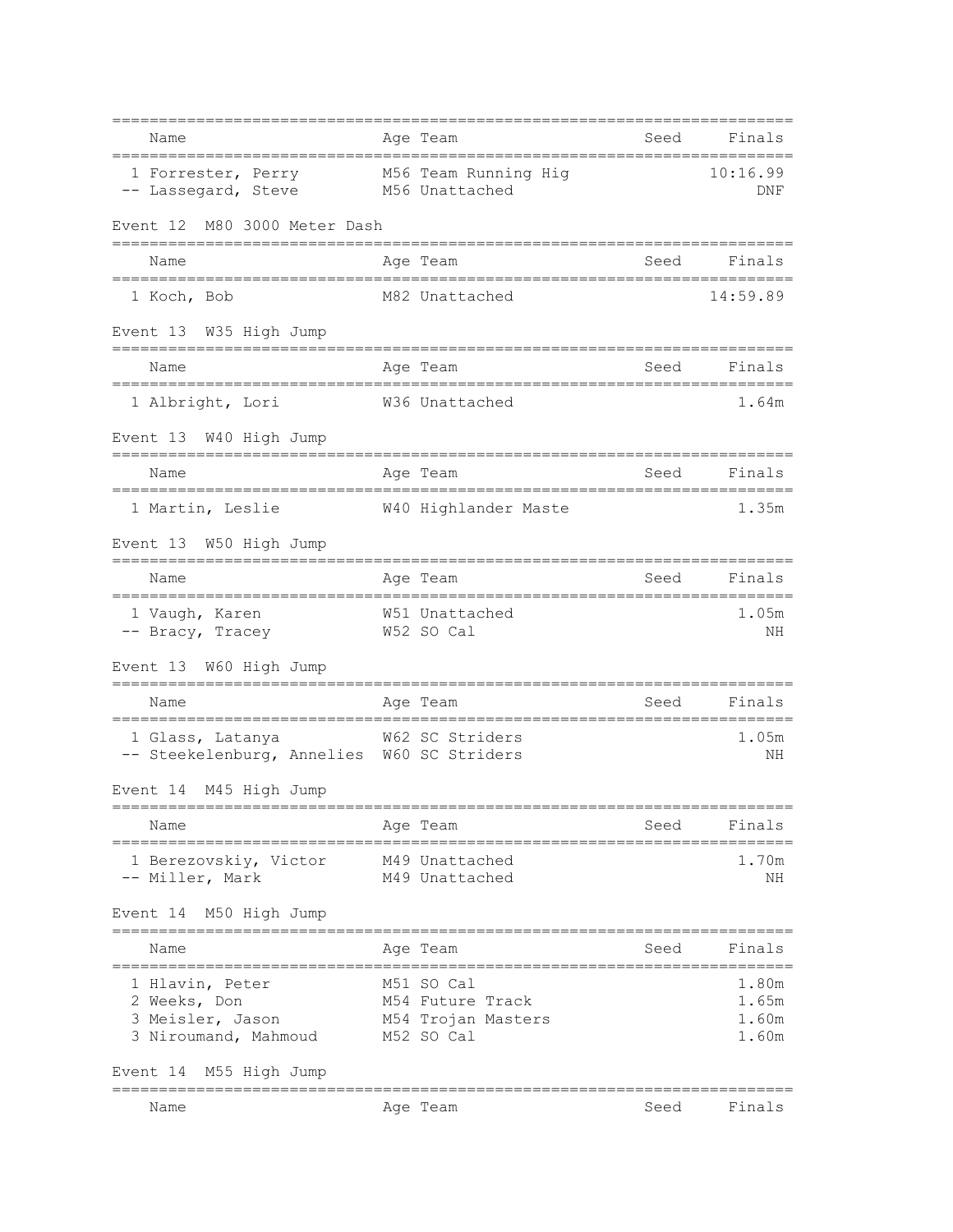| Name | Age | Team | Seed | Finals |
|---|---|---|---|---|
| 1 Forrester, Perry | M56 | Team Running Hig | | 10:16.99 |
| -- Lassegard, Steve | M56 | Unattached | | DNF |

Event 12  M80 3000 Meter Dash

| Name | Age | Team | Seed | Finals |
|---|---|---|---|---|
| 1 Koch, Bob | M82 | Unattached | | 14:59.89 |

Event 13  W35 High Jump

| Name | Age | Team | Seed | Finals |
|---|---|---|---|---|
| 1 Albright, Lori | W36 | Unattached | | 1.64m |

Event 13  W40 High Jump

| Name | Age | Team | Seed | Finals |
|---|---|---|---|---|
| 1 Martin, Leslie | W40 | Highlander Maste | | 1.35m |

Event 13  W50 High Jump

| Name | Age | Team | Seed | Finals |
|---|---|---|---|---|
| 1 Vaugh, Karen | W51 | Unattached | | 1.05m |
| -- Bracy, Tracey | W52 | SO Cal | | NH |

Event 13  W60 High Jump

| Name | Age | Team | Seed | Finals |
|---|---|---|---|---|
| 1 Glass, Latanya | W62 | SC Striders | | 1.05m |
| -- Steekelenburg, Annelies | W60 | SC Striders | | NH |

Event 14  M45 High Jump

| Name | Age | Team | Seed | Finals |
|---|---|---|---|---|
| 1 Berezovskiy, Victor | M49 | Unattached | | 1.70m |
| -- Miller, Mark | M49 | Unattached | | NH |

Event 14  M50 High Jump

| Name | Age | Team | Seed | Finals |
|---|---|---|---|---|
| 1 Hlavin, Peter | M51 | SO Cal | | 1.80m |
| 2 Weeks, Don | M54 | Future Track | | 1.65m |
| 3 Meisler, Jason | M54 | Trojan Masters | | 1.60m |
| 3 Niroumand, Mahmoud | M52 | SO Cal | | 1.60m |

Event 14  M55 High Jump

| Name | Age | Team | Seed | Finals |
|---|---|---|---|---|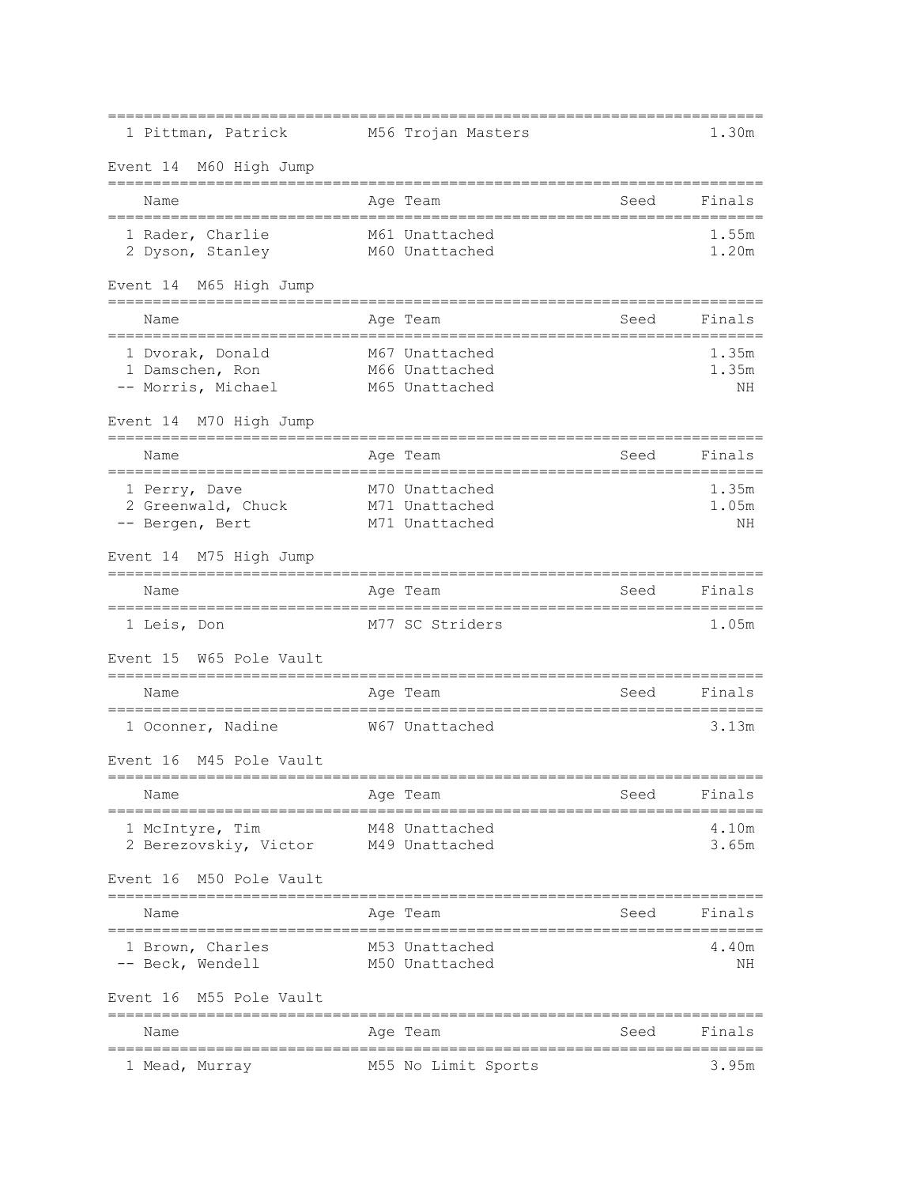| | Name | Age | Team | Seed | Finals |
|---|---|---|---|---|---|
| 1 | Pittman, Patrick | M56 | Trojan Masters | | 1.30m |

Event 14 M60 High Jump

| | Name | Age | Team | Seed | Finals |
|---|---|---|---|---|---|
| 1 | Rader, Charlie | M61 | Unattached | | 1.55m |
| 2 | Dyson, Stanley | M60 | Unattached | | 1.20m |

Event 14 M65 High Jump

| | Name | Age | Team | Seed | Finals |
|---|---|---|---|---|---|
| 1 | Dvorak, Donald | M67 | Unattached | | 1.35m |
| 1 | Damschen, Ron | M66 | Unattached | | 1.35m |
| -- | Morris, Michael | M65 | Unattached | | NH |

Event 14 M70 High Jump

| | Name | Age | Team | Seed | Finals |
|---|---|---|---|---|---|
| 1 | Perry, Dave | M70 | Unattached | | 1.35m |
| 2 | Greenwald, Chuck | M71 | Unattached | | 1.05m |
| -- | Bergen, Bert | M71 | Unattached | | NH |

Event 14 M75 High Jump

| | Name | Age | Team | Seed | Finals |
|---|---|---|---|---|---|
| 1 | Leis, Don | M77 | SC Striders | | 1.05m |

Event 15 W65 Pole Vault

| | Name | Age | Team | Seed | Finals |
|---|---|---|---|---|---|
| 1 | Oconner, Nadine | W67 | Unattached | | 3.13m |

Event 16 M45 Pole Vault

| | Name | Age | Team | Seed | Finals |
|---|---|---|---|---|---|
| 1 | McIntyre, Tim | M48 | Unattached | | 4.10m |
| 2 | Berezovskiy, Victor | M49 | Unattached | | 3.65m |

Event 16 M50 Pole Vault

| | Name | Age | Team | Seed | Finals |
|---|---|---|---|---|---|
| 1 | Brown, Charles | M53 | Unattached | | 4.40m |
| -- | Beck, Wendell | M50 | Unattached | | NH |

Event 16 M55 Pole Vault

| | Name | Age | Team | Seed | Finals |
|---|---|---|---|---|---|
| 1 | Mead, Murray | M55 | No Limit Sports | | 3.95m |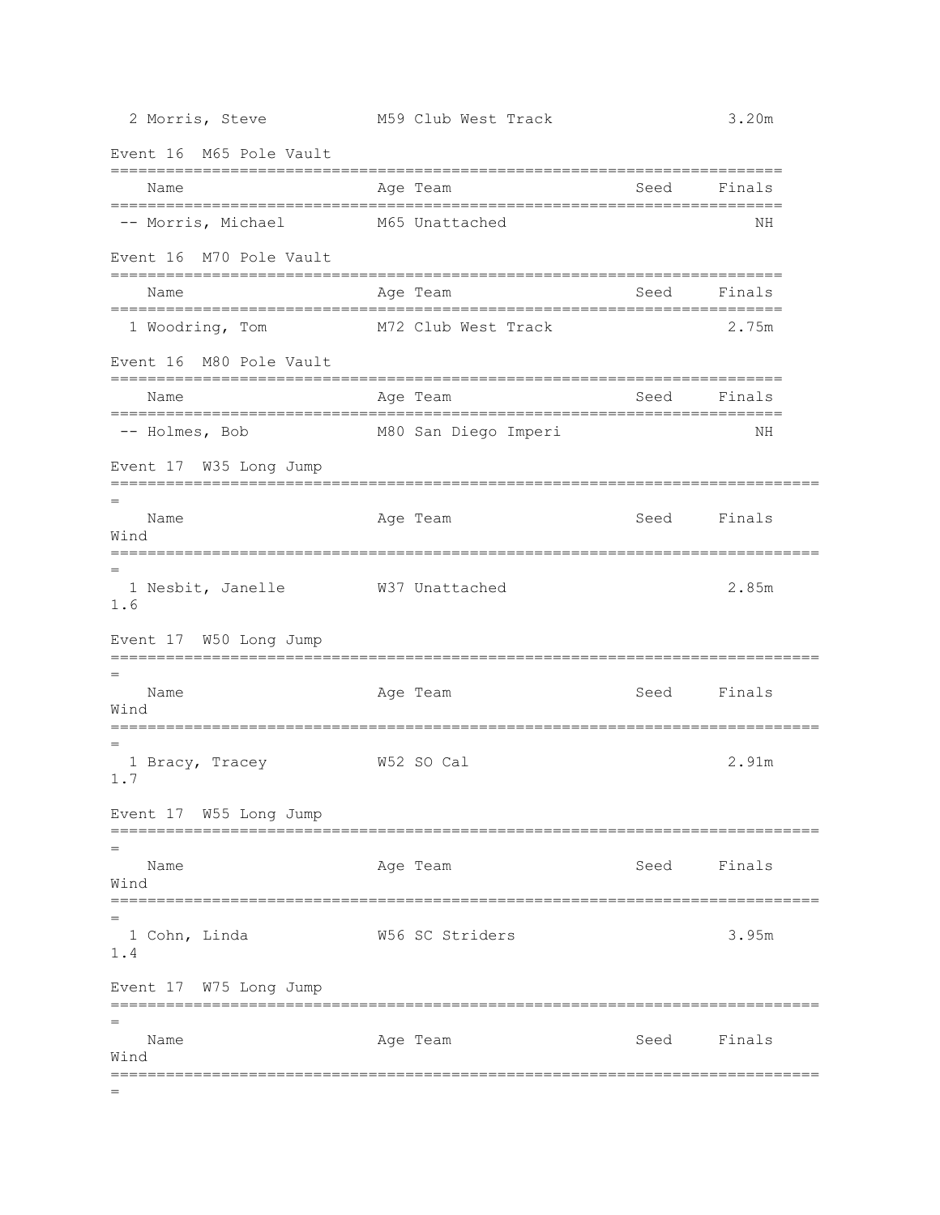| | Name | Age | Team | Seed | Finals |
|---|---|---|---|---|---|
| 2 | Morris, Steve | M59 | Club West Track | | 3.20m |

Event 16 M65 Pole Vault

| | Name | Age | Team | Seed | Finals |
|---|---|---|---|---|---|
| -- | Morris, Michael | M65 | Unattached | | NH |

Event 16 M70 Pole Vault

| | Name | Age | Team | Seed | Finals |
|---|---|---|---|---|---|
| 1 | Woodring, Tom | M72 | Club West Track | | 2.75m |

Event 16 M80 Pole Vault

| | Name | Age | Team | Seed | Finals |
|---|---|---|---|---|---|
| -- | Holmes, Bob | M80 | San Diego Imperi | | NH |

Event 17 W35 Long Jump

| | Name | Age | Team | Seed | Finals | Wind |
|---|---|---|---|---|---|---|
| 1 | Nesbit, Janelle | W37 | Unattached | | 2.85m | 1.6 |

Event 17 W50 Long Jump

| | Name | Age | Team | Seed | Finals | Wind |
|---|---|---|---|---|---|---|
| 1 | Bracy, Tracey | W52 | SO Cal | | 2.91m | 1.7 |

Event 17 W55 Long Jump

| | Name | Age | Team | Seed | Finals | Wind |
|---|---|---|---|---|---|---|
| 1 | Cohn, Linda | W56 | SC Striders | | 3.95m | 1.4 |

Event 17 W75 Long Jump

| | Name | Age | Team | Seed | Finals | Wind |
|---|---|---|---|---|---|---|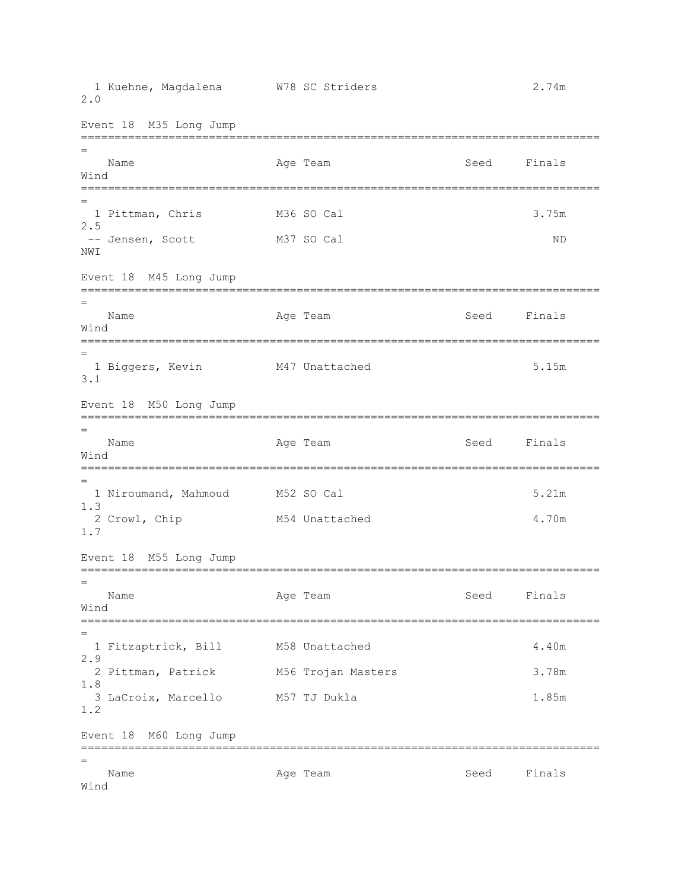| | Name | Age | Team | Seed | Finals | Wind |
|---|---|---|---|---|---|---|
| 1 | Kuehne, Magdalena | W78 | SC Striders | | 2.74m | 2.0 |

Event 18  M35 Long Jump

| | Name | Age | Team | Seed | Finals | Wind |
|---|---|---|---|---|---|---|
| 1 | Pittman, Chris | M36 | SO Cal | | 3.75m | 2.5 |
| -- | Jensen, Scott | M37 | SO Cal | | ND | NWI |

Event 18  M45 Long Jump

| | Name | Age | Team | Seed | Finals | Wind |
|---|---|---|---|---|---|---|
| 1 | Biggers, Kevin | M47 | Unattached | | 5.15m | 3.1 |

Event 18  M50 Long Jump

| | Name | Age | Team | Seed | Finals | Wind |
|---|---|---|---|---|---|---|
| 1 | Niroumand, Mahmoud | M52 | SO Cal | | 5.21m | 1.3 |
| 2 | Crowl, Chip | M54 | Unattached | | 4.70m | 1.7 |

Event 18  M55 Long Jump

| | Name | Age | Team | Seed | Finals | Wind |
|---|---|---|---|---|---|---|
| 1 | Fitzaptrick, Bill | M58 | Unattached | | 4.40m | 2.9 |
| 2 | Pittman, Patrick | M56 | Trojan Masters | | 3.78m | 1.8 |
| 3 | LaCroix, Marcello | M57 | TJ Dukla | | 1.85m | 1.2 |

Event 18  M60 Long Jump

| | Name | Age | Team | Seed | Finals | Wind |
|---|---|---|---|---|---|---|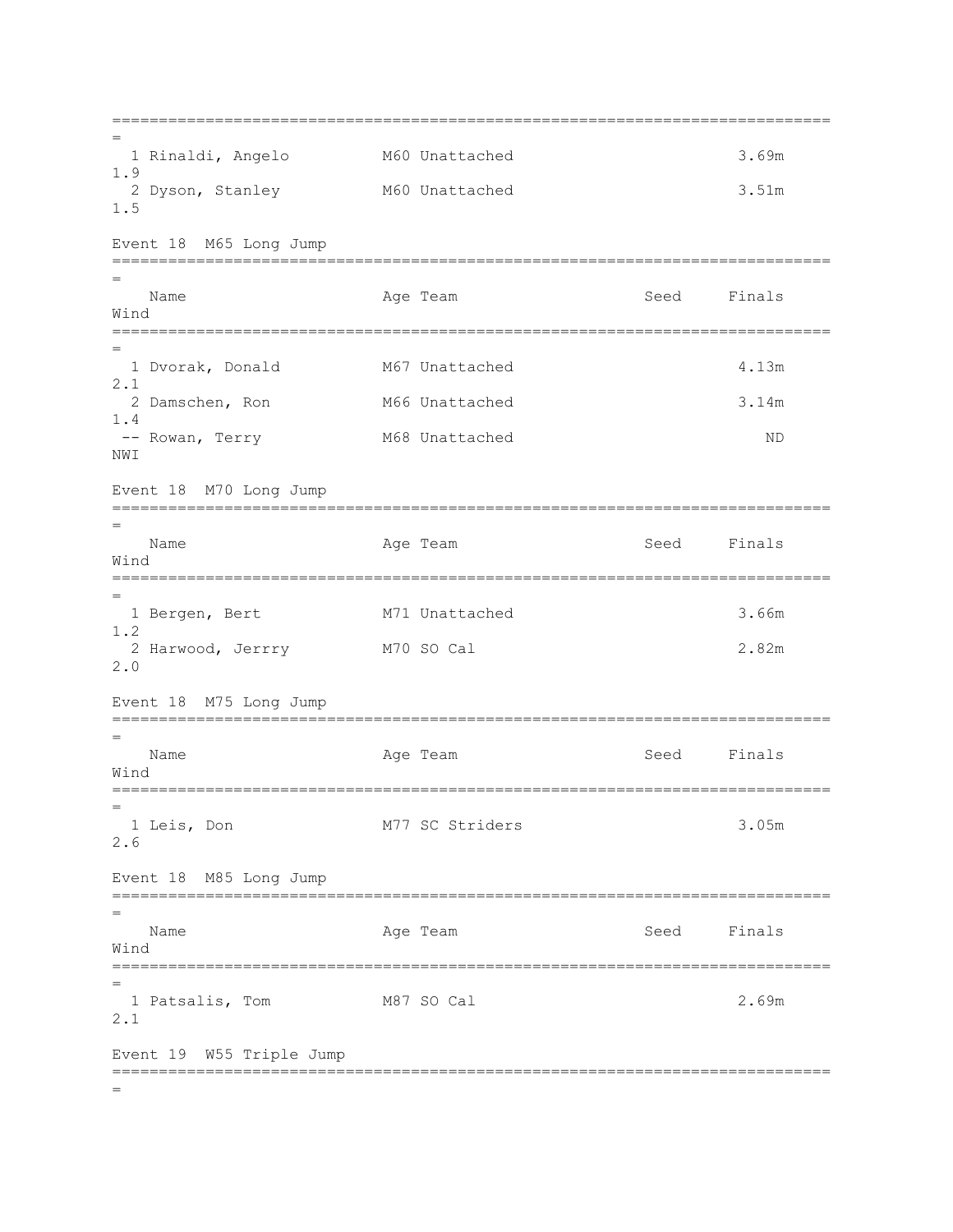| Place | Name | Age | Team | Seed | Finals | Wind |
|---|---|---|---|---|---|---|
| 1 | Rinaldi, Angelo | M60 | Unattached | | 3.69m | 1.9 |
| 2 | Dyson, Stanley | M60 | Unattached | | 3.51m | 1.5 |

## Event 18  M65 Long Jump

| Place | Name | Age | Team | Seed | Finals | Wind |
|---|---|---|---|---|---|---|
| 1 | Dvorak, Donald | M67 | Unattached | | 4.13m | 2.1 |
| 2 | Damschen, Ron | M66 | Unattached | | 3.14m | 1.4 |
| -- | Rowan, Terry | M68 | Unattached | | ND | NWI |

## Event 18  M70 Long Jump

| Place | Name | Age | Team | Seed | Finals | Wind |
|---|---|---|---|---|---|---|
| 1 | Bergen, Bert | M71 | Unattached | | 3.66m | 1.2 |
| 2 | Harwood, Jerrry | M70 | SO Cal | | 2.82m | 2.0 |

## Event 18  M75 Long Jump

| Place | Name | Age | Team | Seed | Finals | Wind |
|---|---|---|---|---|---|---|
| 1 | Leis, Don | M77 | SC Striders | | 3.05m | 2.6 |

## Event 18  M85 Long Jump

| Place | Name | Age | Team | Seed | Finals | Wind |
|---|---|---|---|---|---|---|
| 1 | Patsalis, Tom | M87 | SO Cal | | 2.69m | 2.1 |

## Event 19  W55 Triple Jump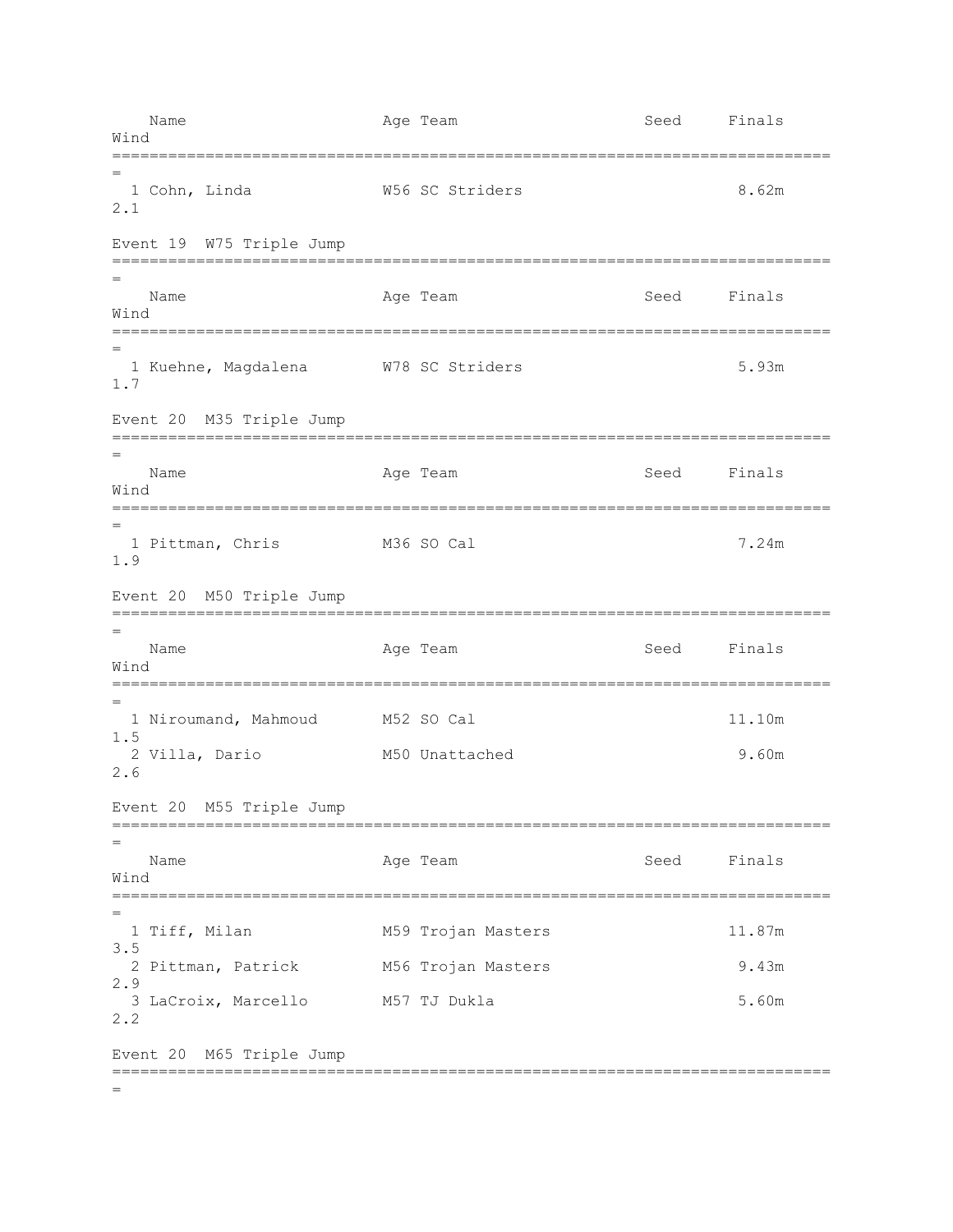| Name | Age | Team | Seed | Finals | Wind |
|---|---|---|---|---|---|
| 1 Cohn, Linda | W56 | SC Striders | | 8.62m | 2.1 |

Event 19  W75 Triple Jump

| Name | Age | Team | Seed | Finals | Wind |
|---|---|---|---|---|---|
| 1 Kuehne, Magdalena | W78 | SC Striders | | 5.93m | 1.7 |

Event 20  M35 Triple Jump

| Name | Age | Team | Seed | Finals | Wind |
|---|---|---|---|---|---|
| 1 Pittman, Chris | M36 | SO Cal | | 7.24m | 1.9 |

Event 20  M50 Triple Jump

| Name | Age | Team | Seed | Finals | Wind |
|---|---|---|---|---|---|
| 1 Niroumand, Mahmoud | M52 | SO Cal | | 11.10m | 1.5 |
| 2 Villa, Dario | M50 | Unattached | | 9.60m | 2.6 |

Event 20  M55 Triple Jump

| Name | Age | Team | Seed | Finals | Wind |
|---|---|---|---|---|---|
| 1 Tiff, Milan | M59 | Trojan Masters | | 11.87m | 3.5 |
| 2 Pittman, Patrick | M56 | Trojan Masters | | 9.43m | 2.9 |
| 3 LaCroix, Marcello | M57 | TJ Dukla | | 5.60m | 2.2 |

Event 20  M65 Triple Jump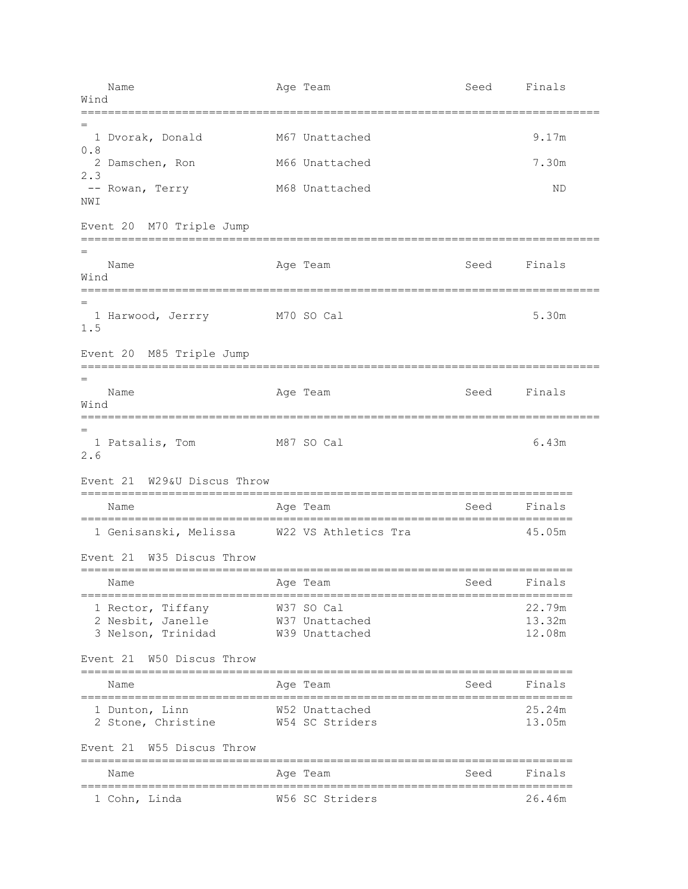| | Name | Age | Team | Seed | Finals | Wind |
|---|---|---|---|---|---|---|
| 1 | Dvorak, Donald | M67 | Unattached | | 9.17m | 0.8 |
| 2 | Damschen, Ron | M66 | Unattached | | 7.30m | 2.3 |
| -- | Rowan, Terry | M68 | Unattached | | ND | NWI |

### Event 20 M70 Triple Jump

| | Name | Age | Team | Seed | Finals | Wind |
|---|---|---|---|---|---|---|
| 1 | Harwood, Jerrry | M70 | SO Cal | | 5.30m | 1.5 |

### Event 20 M85 Triple Jump

| | Name | Age | Team | Seed | Finals | Wind |
|---|---|---|---|---|---|---|
| 1 | Patsalis, Tom | M87 | SO Cal | | 6.43m | 2.6 |

### Event 21 W29&U Discus Throw

| | Name | Age | Team | Seed | Finals |
|---|---|---|---|---|---|
| 1 | Genisanski, Melissa | W22 | VS Athletics Tra | | 45.05m |

### Event 21 W35 Discus Throw

| | Name | Age | Team | Seed | Finals |
|---|---|---|---|---|---|
| 1 | Rector, Tiffany | W37 | SO Cal | | 22.79m |
| 2 | Nesbit, Janelle | W37 | Unattached | | 13.32m |
| 3 | Nelson, Trinidad | W39 | Unattached | | 12.08m |

### Event 21 W50 Discus Throw

| | Name | Age | Team | Seed | Finals |
|---|---|---|---|---|---|
| 1 | Dunton, Linn | W52 | Unattached | | 25.24m |
| 2 | Stone, Christine | W54 | SC Striders | | 13.05m |

### Event 21 W55 Discus Throw

| | Name | Age | Team | Seed | Finals |
|---|---|---|---|---|---|
| 1 | Cohn, Linda | W56 | SC Striders | | 26.46m |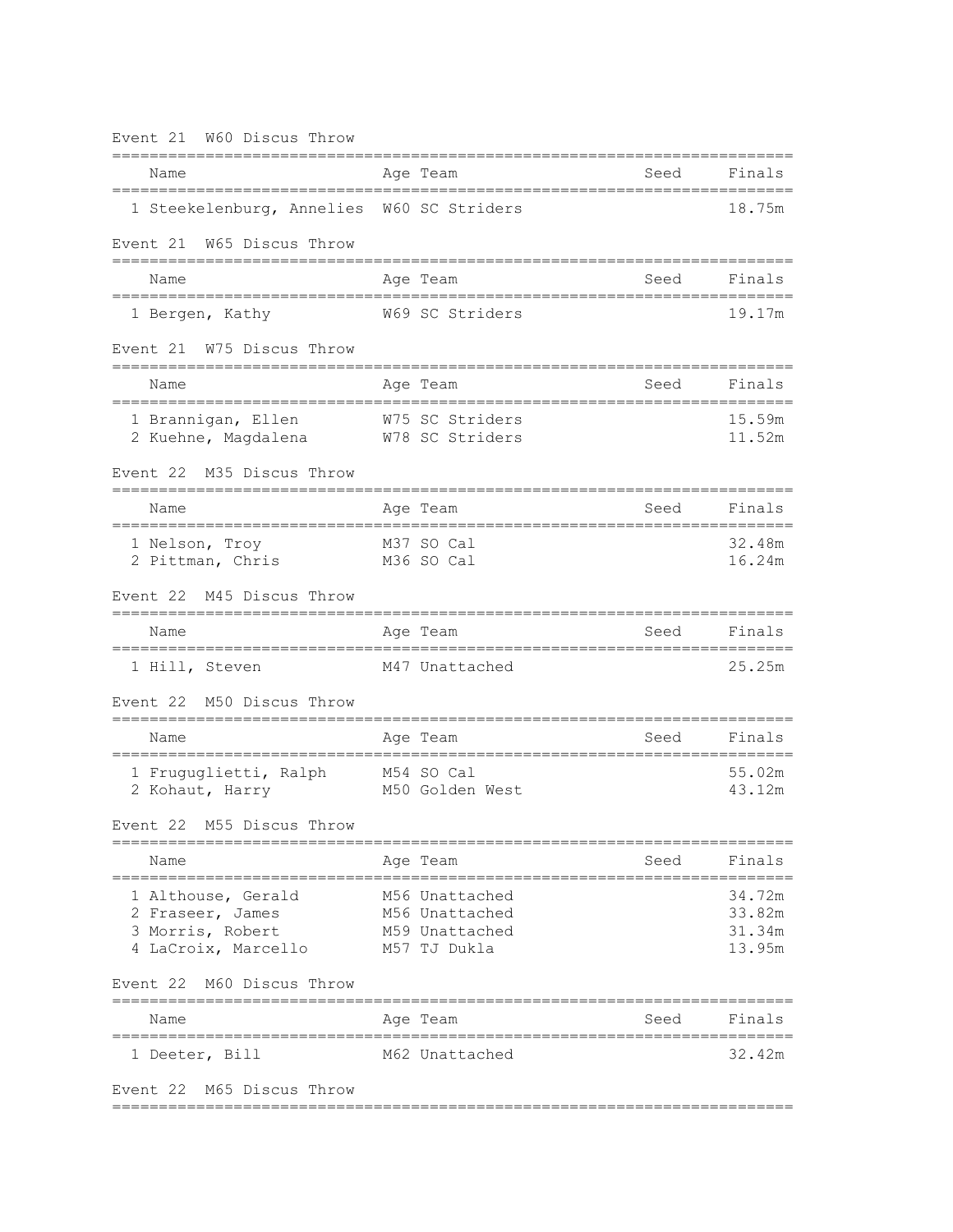### Event 21 W60 Discus Throw

| Place | Name | Age | Team | Seed | Finals |
| --- | --- | --- | --- | --- | --- |
| 1 | Steekelenburg, Annelies | W60 | SC Striders | | 18.75m |

### Event 21 W65 Discus Throw

| Place | Name | Age | Team | Seed | Finals |
| --- | --- | --- | --- | --- | --- |
| 1 | Bergen, Kathy | W69 | SC Striders | | 19.17m |

### Event 21 W75 Discus Throw

| Place | Name | Age | Team | Seed | Finals |
| --- | --- | --- | --- | --- | --- |
| 1 | Brannigan, Ellen | W75 | SC Striders | | 15.59m |
| 2 | Kuehne, Magdalena | W78 | SC Striders | | 11.52m |

### Event 22 M35 Discus Throw

| Place | Name | Age | Team | Seed | Finals |
| --- | --- | --- | --- | --- | --- |
| 1 | Nelson, Troy | M37 | SO Cal | | 32.48m |
| 2 | Pittman, Chris | M36 | SO Cal | | 16.24m |

### Event 22 M45 Discus Throw

| Place | Name | Age | Team | Seed | Finals |
| --- | --- | --- | --- | --- | --- |
| 1 | Hill, Steven | M47 | Unattached | | 25.25m |

### Event 22 M50 Discus Throw

| Place | Name | Age | Team | Seed | Finals |
| --- | --- | --- | --- | --- | --- |
| 1 | Fruguglietti, Ralph | M54 | SO Cal | | 55.02m |
| 2 | Kohaut, Harry | M50 | Golden West | | 43.12m |

### Event 22 M55 Discus Throw

| Place | Name | Age | Team | Seed | Finals |
| --- | --- | --- | --- | --- | --- |
| 1 | Althouse, Gerald | M56 | Unattached | | 34.72m |
| 2 | Fraseer, James | M56 | Unattached | | 33.82m |
| 3 | Morris, Robert | M59 | Unattached | | 31.34m |
| 4 | LaCroix, Marcello | M57 | TJ Dukla | | 13.95m |

### Event 22 M60 Discus Throw

| Place | Name | Age | Team | Seed | Finals |
| --- | --- | --- | --- | --- | --- |
| 1 | Deeter, Bill | M62 | Unattached | | 32.42m |

### Event 22 M65 Discus Throw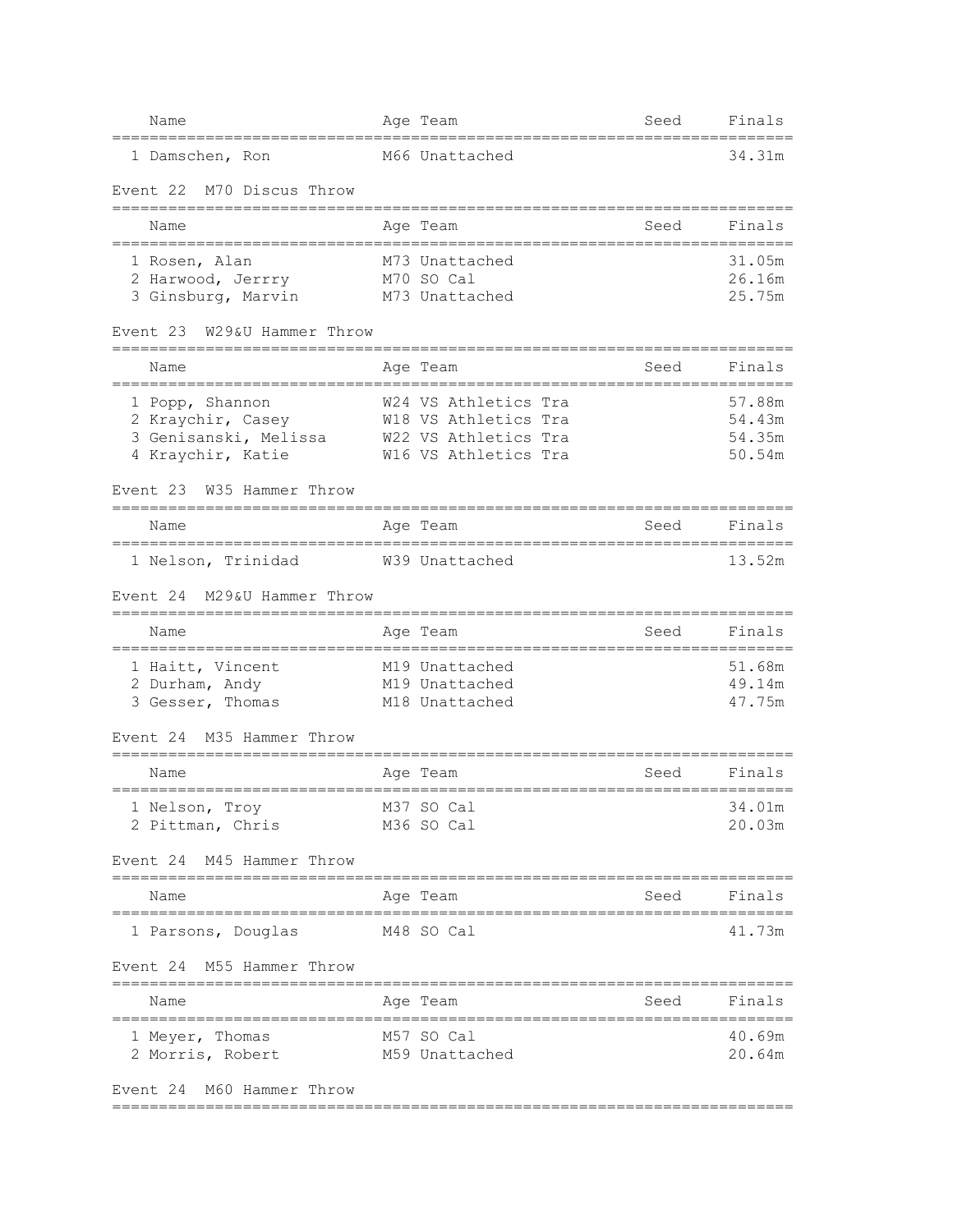| Name | Age | Team | Seed | Finals |
|---|---|---|---|---|
| 1 Damschen, Ron | M66 | Unattached | | 34.31m |

Event 22  M70 Discus Throw

| Name | Age | Team | Seed | Finals |
|---|---|---|---|---|
| 1 Rosen, Alan | M73 | Unattached | | 31.05m |
| 2 Harwood, Jerrry | M70 | SO Cal | | 26.16m |
| 3 Ginsburg, Marvin | M73 | Unattached | | 25.75m |

Event 23  W29&U Hammer Throw

| Name | Age | Team | Seed | Finals |
|---|---|---|---|---|
| 1 Popp, Shannon | W24 | VS Athletics Tra | | 57.88m |
| 2 Kraychir, Casey | W18 | VS Athletics Tra | | 54.43m |
| 3 Genisanski, Melissa | W22 | VS Athletics Tra | | 54.35m |
| 4 Kraychir, Katie | W16 | VS Athletics Tra | | 50.54m |

Event 23  W35 Hammer Throw

| Name | Age | Team | Seed | Finals |
|---|---|---|---|---|
| 1 Nelson, Trinidad | W39 | Unattached | | 13.52m |

Event 24  M29&U Hammer Throw

| Name | Age | Team | Seed | Finals |
|---|---|---|---|---|
| 1 Haitt, Vincent | M19 | Unattached | | 51.68m |
| 2 Durham, Andy | M19 | Unattached | | 49.14m |
| 3 Gesser, Thomas | M18 | Unattached | | 47.75m |

Event 24  M35 Hammer Throw

| Name | Age | Team | Seed | Finals |
|---|---|---|---|---|
| 1 Nelson, Troy | M37 | SO Cal | | 34.01m |
| 2 Pittman, Chris | M36 | SO Cal | | 20.03m |

Event 24  M45 Hammer Throw

| Name | Age | Team | Seed | Finals |
|---|---|---|---|---|
| 1 Parsons, Douglas | M48 | SO Cal | | 41.73m |

Event 24  M55 Hammer Throw

| Name | Age | Team | Seed | Finals |
|---|---|---|---|---|
| 1 Meyer, Thomas | M57 | SO Cal | | 40.69m |
| 2 Morris, Robert | M59 | Unattached | | 20.64m |

Event 24  M60 Hammer Throw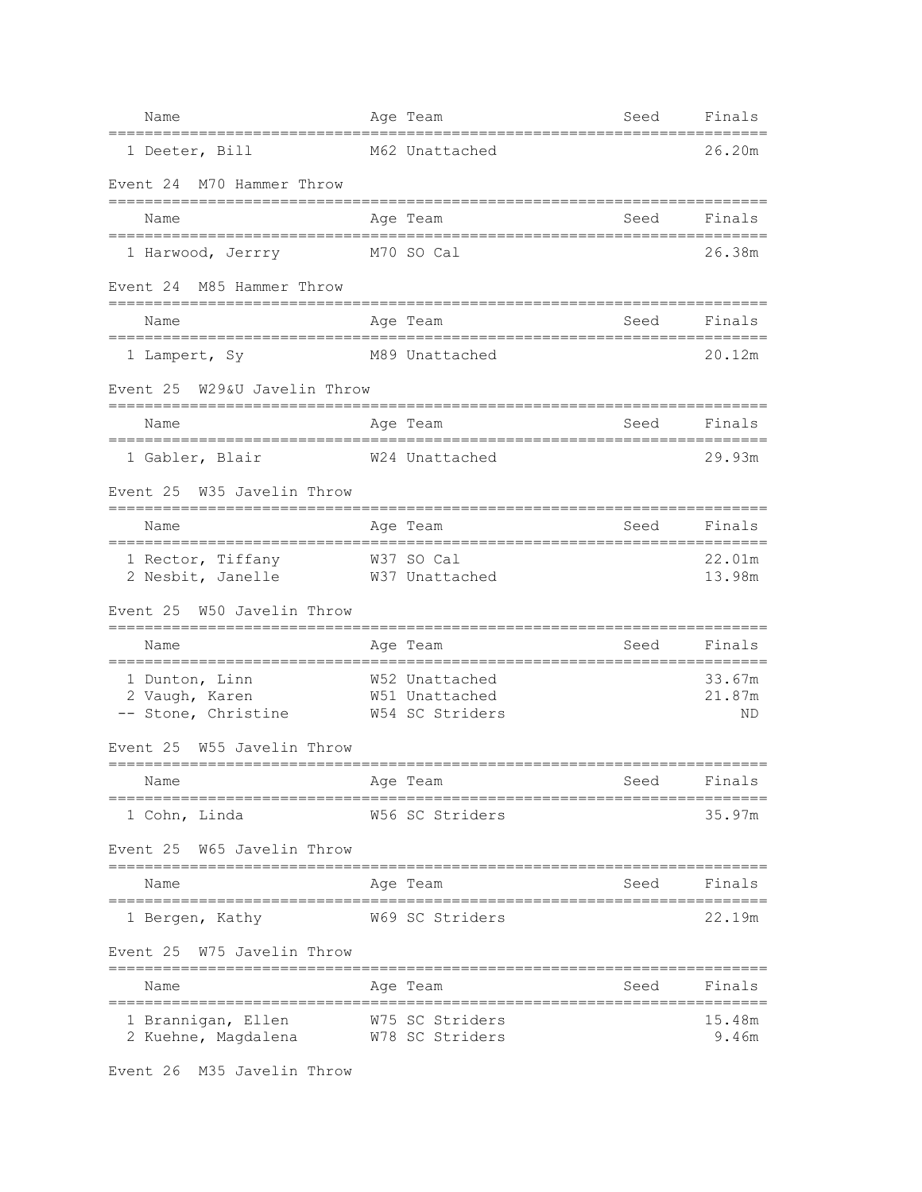| Name | Age | Team | Seed | Finals |
|---|---|---|---|---|
| 1 Deeter, Bill | M62 | Unattached | | 26.20m |

Event 24 M70 Hammer Throw

| Name | Age | Team | Seed | Finals |
|---|---|---|---|---|
| 1 Harwood, Jerrry | M70 | SO Cal | | 26.38m |

Event 24 M85 Hammer Throw

| Name | Age | Team | Seed | Finals |
|---|---|---|---|---|
| 1 Lampert, Sy | M89 | Unattached | | 20.12m |

Event 25 W29&U Javelin Throw

| Name | Age | Team | Seed | Finals |
|---|---|---|---|---|
| 1 Gabler, Blair | W24 | Unattached | | 29.93m |

Event 25 W35 Javelin Throw

| Name | Age | Team | Seed | Finals |
|---|---|---|---|---|
| 1 Rector, Tiffany | W37 | SO Cal | | 22.01m |
| 2 Nesbit, Janelle | W37 | Unattached | | 13.98m |

Event 25 W50 Javelin Throw

| Name | Age | Team | Seed | Finals |
|---|---|---|---|---|
| 1 Dunton, Linn | W52 | Unattached | | 33.67m |
| 2 Vaugh, Karen | W51 | Unattached | | 21.87m |
| -- Stone, Christine | W54 | SC Striders | | ND |

Event 25 W55 Javelin Throw

| Name | Age | Team | Seed | Finals |
|---|---|---|---|---|
| 1 Cohn, Linda | W56 | SC Striders | | 35.97m |

Event 25 W65 Javelin Throw

| Name | Age | Team | Seed | Finals |
|---|---|---|---|---|
| 1 Bergen, Kathy | W69 | SC Striders | | 22.19m |

Event 25 W75 Javelin Throw

| Name | Age | Team | Seed | Finals |
|---|---|---|---|---|
| 1 Brannigan, Ellen | W75 | SC Striders | | 15.48m |
| 2 Kuehne, Magdalena | W78 | SC Striders | | 9.46m |

Event 26 M35 Javelin Throw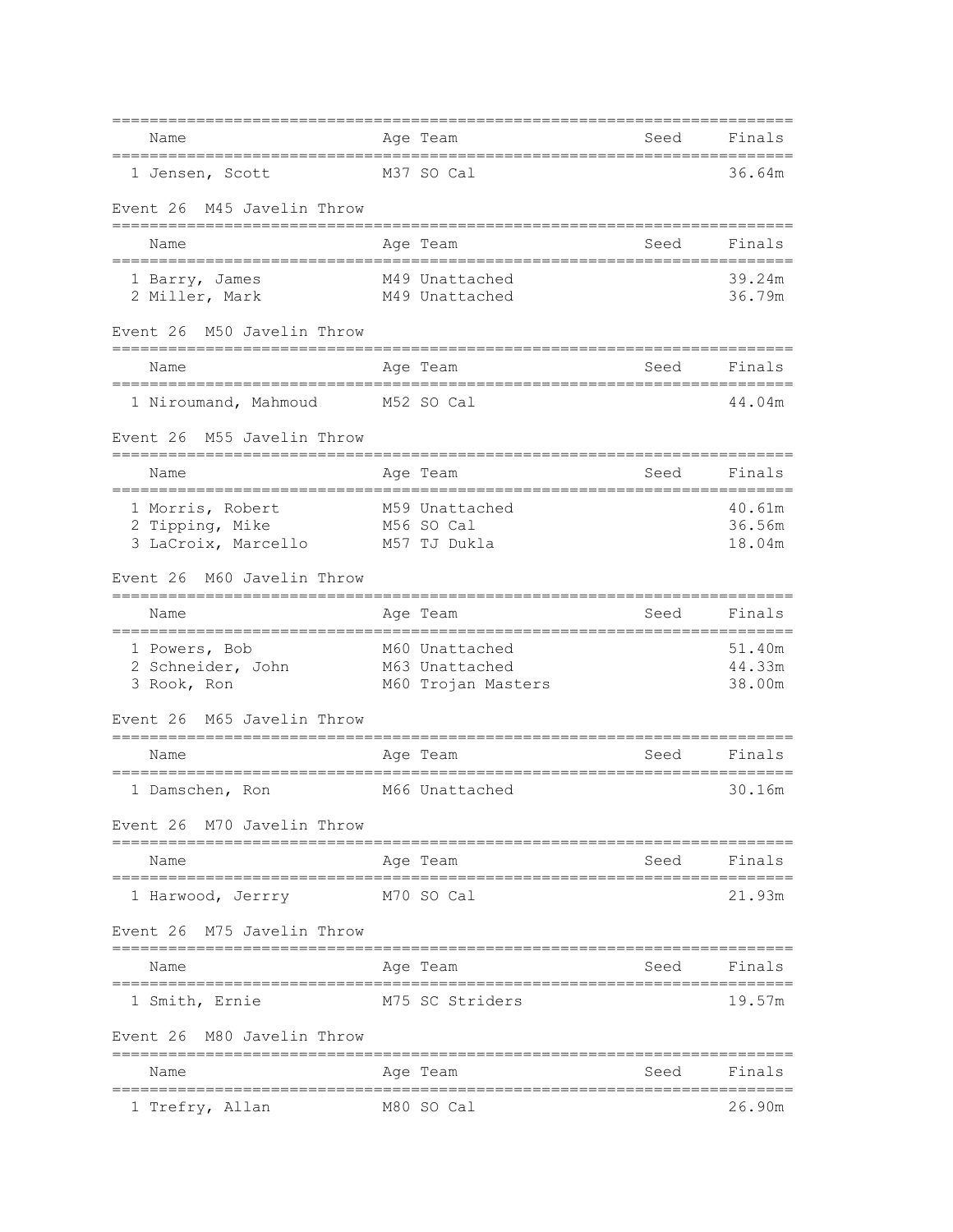| Name | Age | Team | Seed | Finals |
|---|---|---|---|---|
| 1 Jensen, Scott | M37 | SO Cal | | 36.64m |

Event 26 M45 Javelin Throw

| Name | Age | Team | Seed | Finals |
|---|---|---|---|---|
| 1 Barry, James | M49 | Unattached | | 39.24m |
| 2 Miller, Mark | M49 | Unattached | | 36.79m |

Event 26 M50 Javelin Throw

| Name | Age | Team | Seed | Finals |
|---|---|---|---|---|
| 1 Niroumand, Mahmoud | M52 | SO Cal | | 44.04m |

Event 26 M55 Javelin Throw

| Name | Age | Team | Seed | Finals |
|---|---|---|---|---|
| 1 Morris, Robert | M59 | Unattached | | 40.61m |
| 2 Tipping, Mike | M56 | SO Cal | | 36.56m |
| 3 LaCroix, Marcello | M57 | TJ Dukla | | 18.04m |

Event 26 M60 Javelin Throw

| Name | Age | Team | Seed | Finals |
|---|---|---|---|---|
| 1 Powers, Bob | M60 | Unattached | | 51.40m |
| 2 Schneider, John | M63 | Unattached | | 44.33m |
| 3 Rook, Ron | M60 | Trojan Masters | | 38.00m |

Event 26 M65 Javelin Throw

| Name | Age | Team | Seed | Finals |
|---|---|---|---|---|
| 1 Damschen, Ron | M66 | Unattached | | 30.16m |

Event 26 M70 Javelin Throw

| Name | Age | Team | Seed | Finals |
|---|---|---|---|---|
| 1 Harwood, Jerrry | M70 | SO Cal | | 21.93m |

Event 26 M75 Javelin Throw

| Name | Age | Team | Seed | Finals |
|---|---|---|---|---|
| 1 Smith, Ernie | M75 | SC Striders | | 19.57m |

Event 26 M80 Javelin Throw

| Name | Age | Team | Seed | Finals |
|---|---|---|---|---|
| 1 Trefry, Allan | M80 | SO Cal | | 26.90m |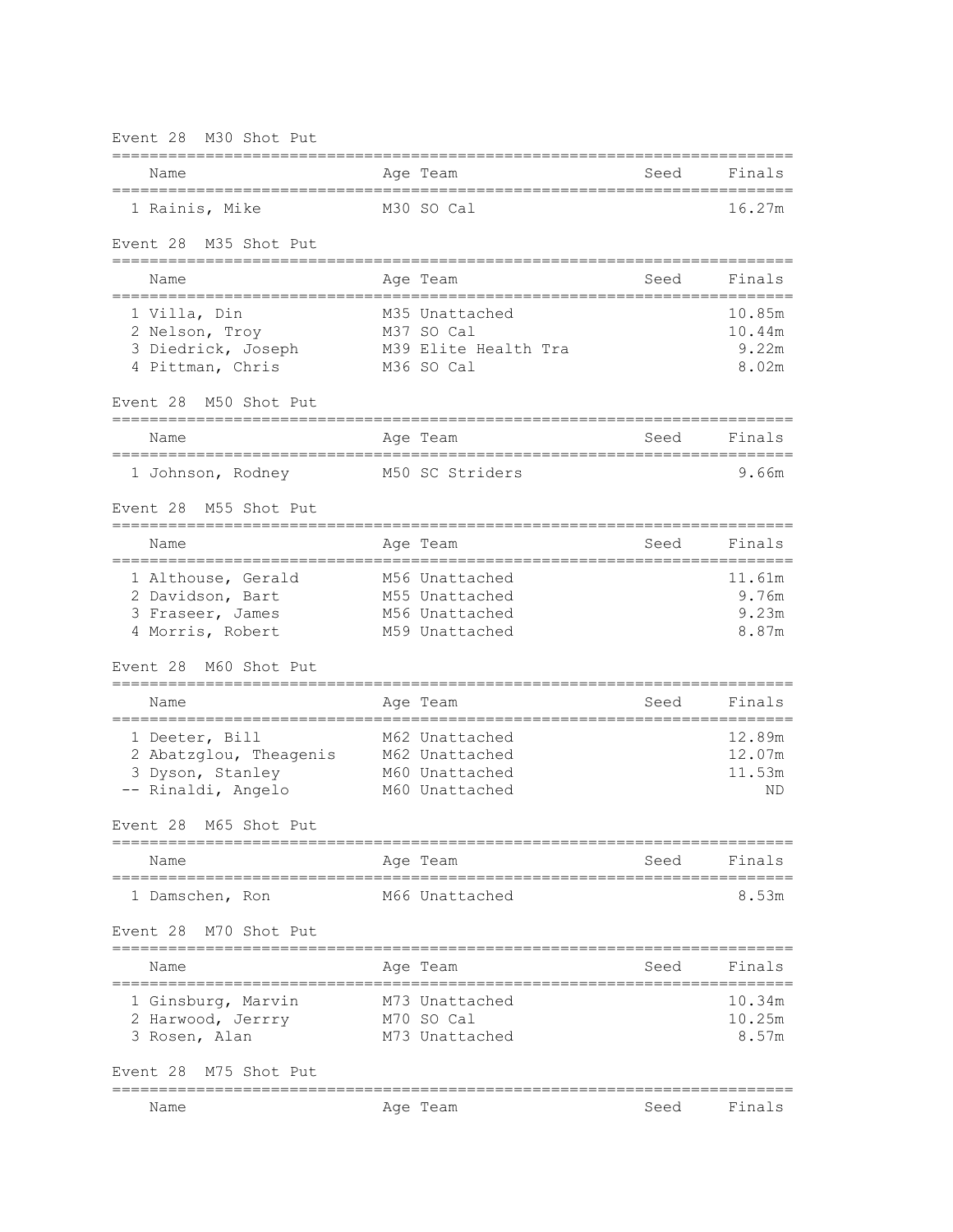Event 28  M30 Shot Put

| | Name | Age | Team | Seed | Finals |
|---|---|---|---|---|---|
| 1 | Rainis, Mike | M30 | SO Cal | | 16.27m |

Event 28  M35 Shot Put

| | Name | Age | Team | Seed | Finals |
|---|---|---|---|---|---|
| 1 | Villa, Din | M35 | Unattached | | 10.85m |
| 2 | Nelson, Troy | M37 | SO Cal | | 10.44m |
| 3 | Diedrick, Joseph | M39 | Elite Health Tra | | 9.22m |
| 4 | Pittman, Chris | M36 | SO Cal | | 8.02m |

Event 28  M50 Shot Put

| | Name | Age | Team | Seed | Finals |
|---|---|---|---|---|---|
| 1 | Johnson, Rodney | M50 | SC Striders | | 9.66m |

Event 28  M55 Shot Put

| | Name | Age | Team | Seed | Finals |
|---|---|---|---|---|---|
| 1 | Althouse, Gerald | M56 | Unattached | | 11.61m |
| 2 | Davidson, Bart | M55 | Unattached | | 9.76m |
| 3 | Fraseer, James | M56 | Unattached | | 9.23m |
| 4 | Morris, Robert | M59 | Unattached | | 8.87m |

Event 28  M60 Shot Put

| | Name | Age | Team | Seed | Finals |
|---|---|---|---|---|---|
| 1 | Deeter, Bill | M62 | Unattached | | 12.89m |
| 2 | Abatzglou, Theagenis | M62 | Unattached | | 12.07m |
| 3 | Dyson, Stanley | M60 | Unattached | | 11.53m |
| -- | Rinaldi, Angelo | M60 | Unattached | | ND |

Event 28  M65 Shot Put

| | Name | Age | Team | Seed | Finals |
|---|---|---|---|---|---|
| 1 | Damschen, Ron | M66 | Unattached | | 8.53m |

Event 28  M70 Shot Put

| | Name | Age | Team | Seed | Finals |
|---|---|---|---|---|---|
| 1 | Ginsburg, Marvin | M73 | Unattached | | 10.34m |
| 2 | Harwood, Jerrry | M70 | SO Cal | | 10.25m |
| 3 | Rosen, Alan | M73 | Unattached | | 8.57m |

Event 28  M75 Shot Put

| | Name | Age | Team | Seed | Finals |
|---|---|---|---|---|---|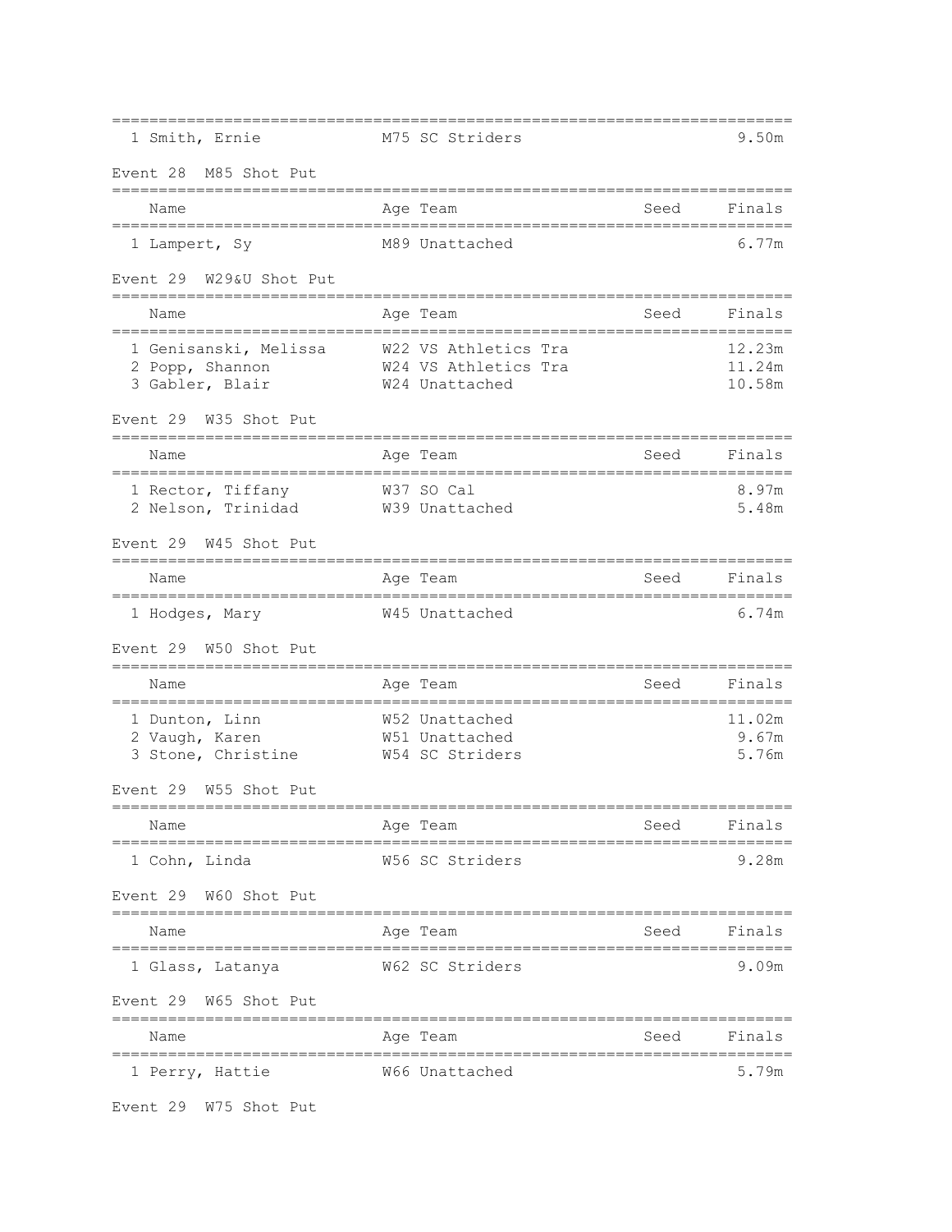| | Name | Age | Team | Seed | Finals |
|---|---|---|---|---|---|
| 1 | Smith, Ernie | M75 | SC Striders | | 9.50m |

Event 28  M85 Shot Put

| | Name | Age | Team | Seed | Finals |
|---|---|---|---|---|---|
| 1 | Lampert, Sy | M89 | Unattached | | 6.77m |

Event 29  W29&U Shot Put

| | Name | Age | Team | Seed | Finals |
|---|---|---|---|---|---|
| 1 | Genisanski, Melissa | W22 | VS Athletics Tra | | 12.23m |
| 2 | Popp, Shannon | W24 | VS Athletics Tra | | 11.24m |
| 3 | Gabler, Blair | W24 | Unattached | | 10.58m |

Event 29  W35 Shot Put

| | Name | Age | Team | Seed | Finals |
|---|---|---|---|---|---|
| 1 | Rector, Tiffany | W37 | SO Cal | | 8.97m |
| 2 | Nelson, Trinidad | W39 | Unattached | | 5.48m |

Event 29  W45 Shot Put

| | Name | Age | Team | Seed | Finals |
|---|---|---|---|---|---|
| 1 | Hodges, Mary | W45 | Unattached | | 6.74m |

Event 29  W50 Shot Put

| | Name | Age | Team | Seed | Finals |
|---|---|---|---|---|---|
| 1 | Dunton, Linn | W52 | Unattached | | 11.02m |
| 2 | Vaugh, Karen | W51 | Unattached | | 9.67m |
| 3 | Stone, Christine | W54 | SC Striders | | 5.76m |

Event 29  W55 Shot Put

| | Name | Age | Team | Seed | Finals |
|---|---|---|---|---|---|
| 1 | Cohn, Linda | W56 | SC Striders | | 9.28m |

Event 29  W60 Shot Put

| | Name | Age | Team | Seed | Finals |
|---|---|---|---|---|---|
| 1 | Glass, Latanya | W62 | SC Striders | | 9.09m |

Event 29  W65 Shot Put

| | Name | Age | Team | Seed | Finals |
|---|---|---|---|---|---|
| 1 | Perry, Hattie | W66 | Unattached | | 5.79m |

Event 29  W75 Shot Put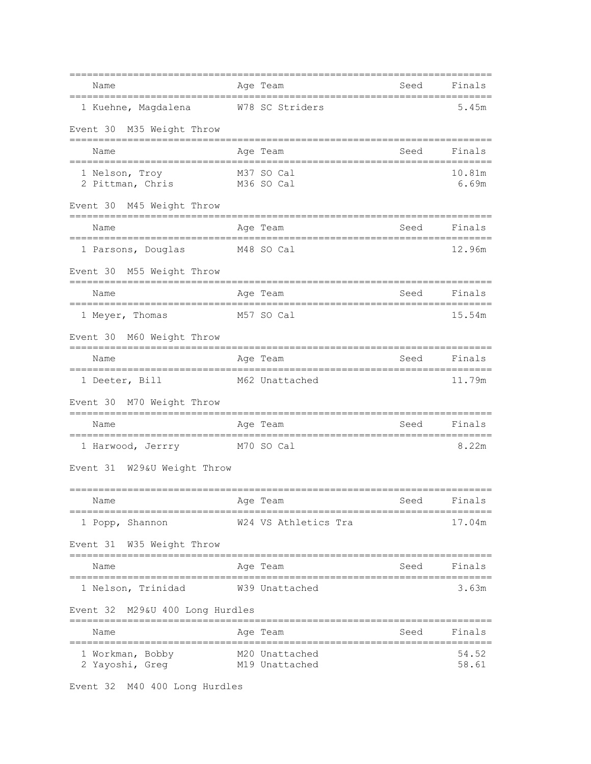| Name | Age | Team | Seed | Finals |
|---|---|---|---|---|
| 1 Kuehne, Magdalena | W78 | SC Striders | | 5.45m |

Event 30 M35 Weight Throw

| Name | Age | Team | Seed | Finals |
|---|---|---|---|---|
| 1 Nelson, Troy | M37 | SO Cal | | 10.81m |
| 2 Pittman, Chris | M36 | SO Cal | | 6.69m |

Event 30 M45 Weight Throw

| Name | Age | Team | Seed | Finals |
|---|---|---|---|---|
| 1 Parsons, Douglas | M48 | SO Cal | | 12.96m |

Event 30 M55 Weight Throw

| Name | Age | Team | Seed | Finals |
|---|---|---|---|---|
| 1 Meyer, Thomas | M57 | SO Cal | | 15.54m |

Event 30 M60 Weight Throw

| Name | Age | Team | Seed | Finals |
|---|---|---|---|---|
| 1 Deeter, Bill | M62 | Unattached | | 11.79m |

Event 30 M70 Weight Throw

| Name | Age | Team | Seed | Finals |
|---|---|---|---|---|
| 1 Harwood, Jerrry | M70 | SO Cal | | 8.22m |

Event 31 W29&U Weight Throw

| Name | Age | Team | Seed | Finals |
|---|---|---|---|---|
| 1 Popp, Shannon | W24 | VS Athletics Tra | | 17.04m |

Event 31 W35 Weight Throw

| Name | Age | Team | Seed | Finals |
|---|---|---|---|---|
| 1 Nelson, Trinidad | W39 | Unattached | | 3.63m |

Event 32 M29&U 400 Long Hurdles

| Name | Age | Team | Seed | Finals |
|---|---|---|---|---|
| 1 Workman, Bobby | M20 | Unattached | | 54.52 |
| 2 Yayoshi, Greg | M19 | Unattached | | 58.61 |

Event 32 M40 400 Long Hurdles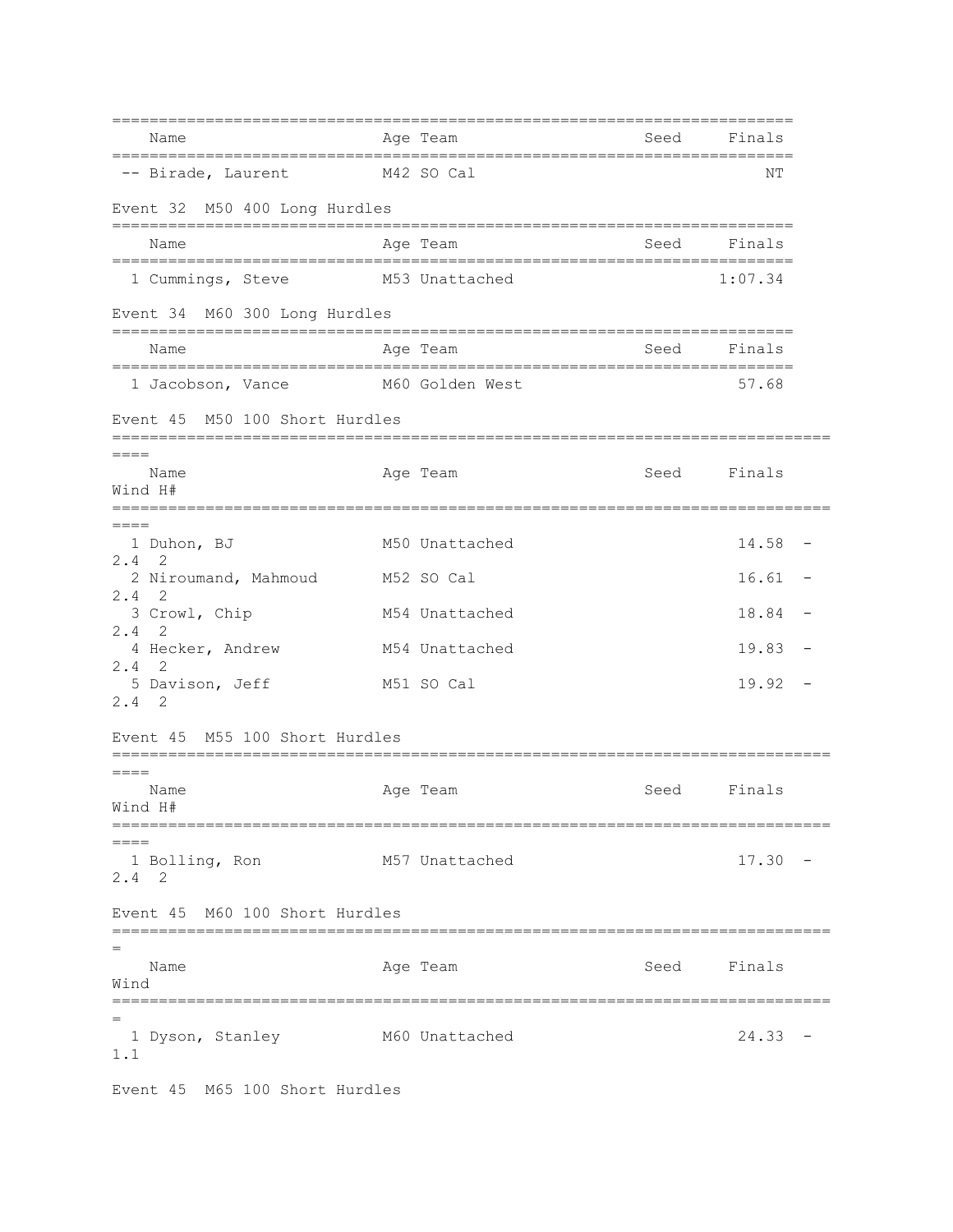| Name | Age | Team | Seed | Finals |
|---|---|---|---|---|
| -- Birade, Laurent | M42 | SO Cal | | NT |

Event 32  M50 400 Long Hurdles

| Name | Age | Team | Seed | Finals |
|---|---|---|---|---|
| 1 Cummings, Steve | M53 | Unattached | | 1:07.34 |

Event 34  M60 300 Long Hurdles

| Name | Age | Team | Seed | Finals |
|---|---|---|---|---|
| 1 Jacobson, Vance | M60 | Golden West | | 57.68 |

Event 45  M50 100 Short Hurdles

| Name | Age | Team | Seed | Finals | Wind | H# |
|---|---|---|---|---|---|---|
| 1 Duhon, BJ | M50 | Unattached | | 14.58 | -2.4 | 2 |
| 2 Niroumand, Mahmoud | M52 | SO Cal | | 16.61 | -2.4 | 2 |
| 3 Crowl, Chip | M54 | Unattached | | 18.84 | -2.4 | 2 |
| 4 Hecker, Andrew | M54 | Unattached | | 19.83 | -2.4 | 2 |
| 5 Davison, Jeff | M51 | SO Cal | | 19.92 | -2.4 | 2 |

Event 45  M55 100 Short Hurdles

| Name | Age | Team | Seed | Finals | Wind | H# |
|---|---|---|---|---|---|---|
| 1 Bolling, Ron | M57 | Unattached | | 17.30 | -2.4 | 2 |

Event 45  M60 100 Short Hurdles

| Name | Age | Team | Seed | Finals | Wind |
|---|---|---|---|---|---|
| 1 Dyson, Stanley | M60 | Unattached | | 24.33 | -1.1 |

Event 45  M65 100 Short Hurdles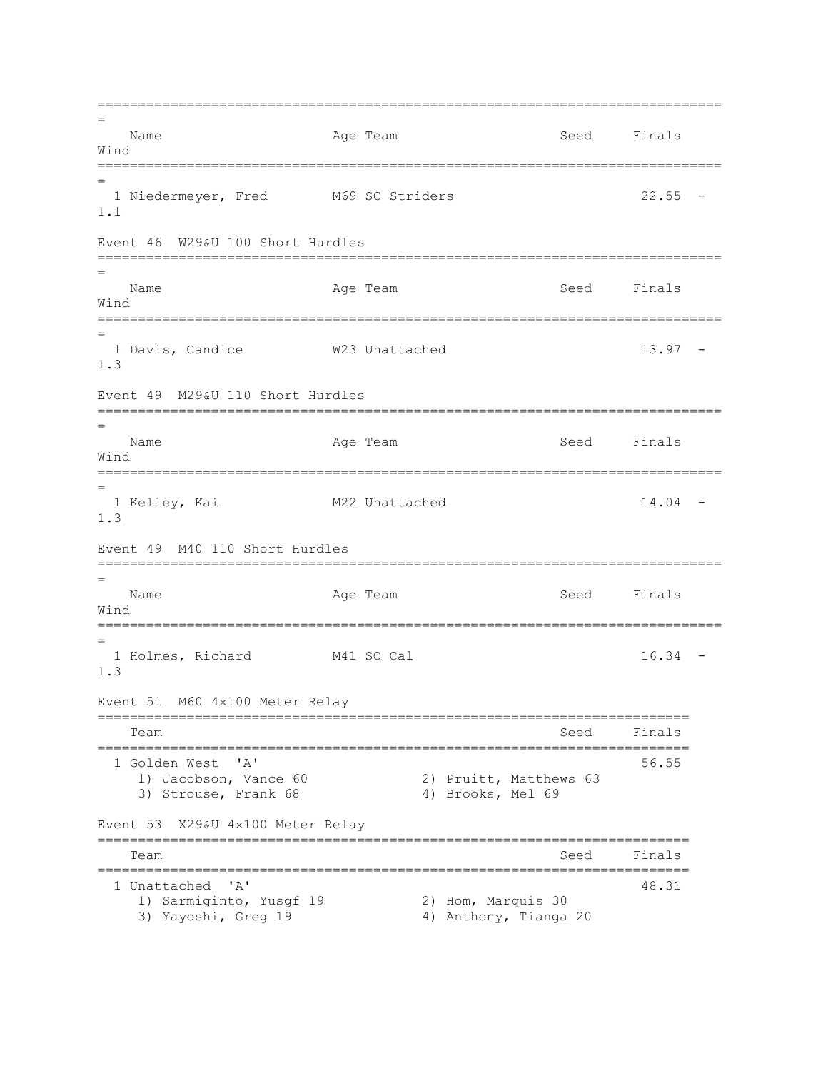| | Name | Age | Team | Seed | Finals | Wind |
|---|---|---|---|---|---|---|
| 1 | Niedermeyer, Fred | M69 | SC Striders | | 22.55 | -1.1 |

Event 46  W29&U 100 Short Hurdles

| | Name | Age | Team | Seed | Finals | Wind |
|---|---|---|---|---|---|---|
| 1 | Davis, Candice | W23 | Unattached | | 13.97 | -1.3 |

Event 49  M29&U 110 Short Hurdles

| | Name | Age | Team | Seed | Finals | Wind |
|---|---|---|---|---|---|---|
| 1 | Kelley, Kai | M22 | Unattached | | 14.04 | -1.3 |

Event 49  M40 110 Short Hurdles

| | Name | Age | Team | Seed | Finals | Wind |
|---|---|---|---|---|---|---|
| 1 | Holmes, Richard | M41 | SO Cal | | 16.34 | -1.3 |

Event 51  M60 4x100 Meter Relay

| | Team | Seed | Finals |
|---|---|---|---|
| 1 | Golden West 'A' | | 56.55 |

1) Jacobson, Vance 60    2) Pruitt, Matthews 63
3) Strouse, Frank 68    4) Brooks, Mel 69

Event 53  X29&U 4x100 Meter Relay

| | Team | Seed | Finals |
|---|---|---|---|
| 1 | Unattached 'A' | | 48.31 |

1) Sarmiginto, Yusgf 19    2) Hom, Marquis 30
3) Yayoshi, Greg 19    4) Anthony, Tianga 20